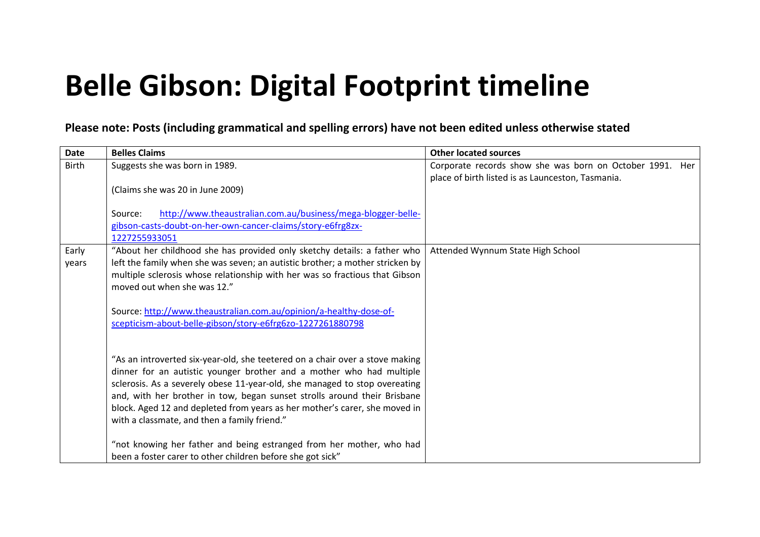# Belle Gibson: Digital Footprint timeline

**Please note: Posts (including grammatical and spelling errors) have not been edited unless otherwise stated**

| Date | Belles Claims | Other located sources |
|---|---|---|
| Birth | Suggests she was born in 1989.<br><br>(Claims she was 20 in June 2009)<br><br>Source: http://www.theaustralian.com.au/business/mega-blogger-belle-gibson-casts-doubt-on-her-own-cancer-claims/story-e6frg8zx-1227255933051 | Corporate records show she was born on October 1991. Her place of birth listed is as Launceston, Tasmania. |
| Early years | "About her childhood she has provided only sketchy details: a father who left the family when she was seven; an autistic brother; a mother stricken by multiple sclerosis whose relationship with her was so fractious that Gibson moved out when she was 12."<br><br>Source: http://www.theaustralian.com.au/opinion/a-healthy-dose-of-scepticism-about-belle-gibson/story-e6frg6zo-1227261880798<br><br>"As an introverted six-year-old, she teetered on a chair over a stove making dinner for an autistic younger brother and a mother who had multiple sclerosis. As a severely obese 11-year-old, she managed to stop overeating and, with her brother in tow, began sunset strolls around their Brisbane block. Aged 12 and depleted from years as her mother's carer, she moved in with a classmate, and then a family friend."<br><br>"not knowing her father and being estranged from her mother, who had been a foster carer to other children before she got sick" | Attended Wynnum State High School |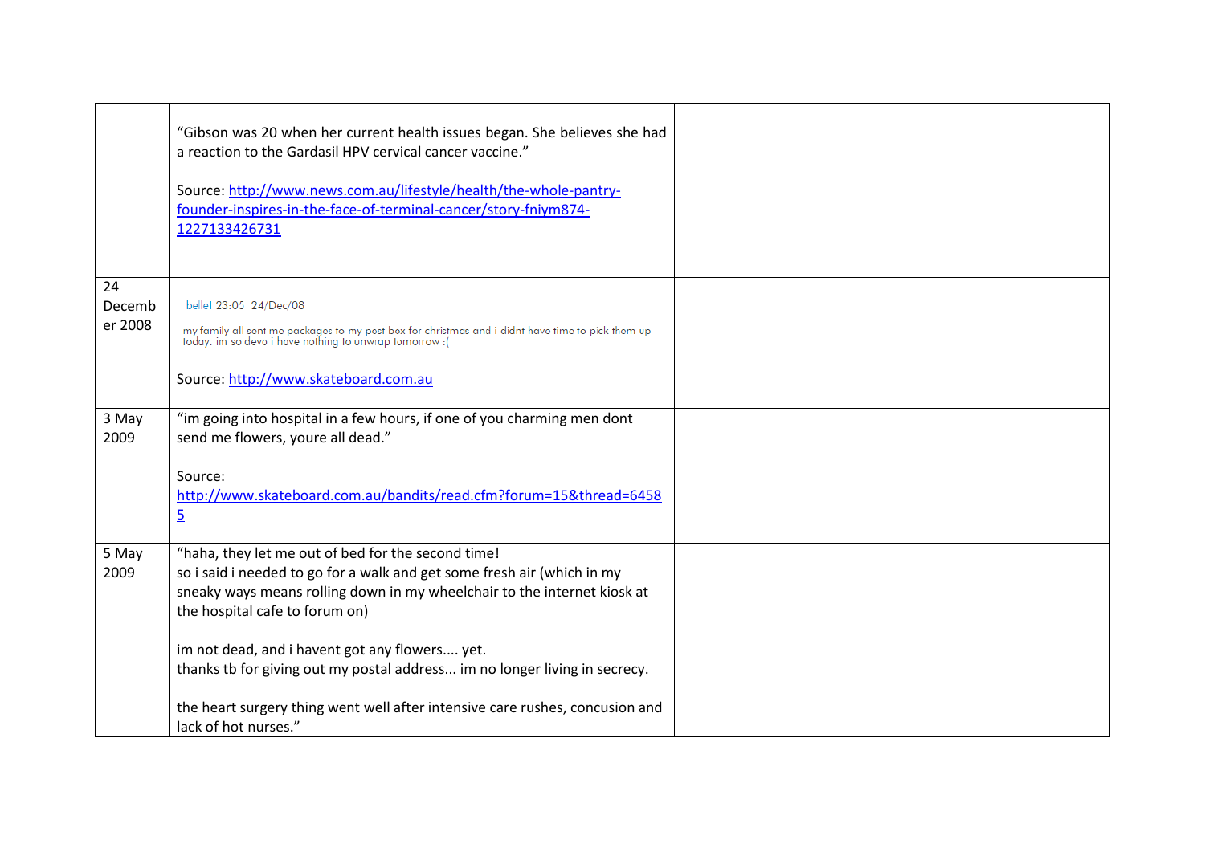|  |  |  |
|---|---|---|
|  | "Gibson was 20 when her current health issues began. She believes she had a reaction to the Gardasil HPV cervical cancer vaccine."<br><br>Source: http://www.news.com.au/lifestyle/health/the-whole-pantry-founder-inspires-in-the-face-of-terminal-cancer/story-fniym874-1227133426731 |  |
| 24 December 2008 | belle! 23:05 24/Dec/08<br><br>my family all sent me packages to my post box for christmas and i didnt have time to pick them up today. im so devo i have nothing to unwrap tomorrow :(<br><br>Source: http://www.skateboard.com.au |  |
| 3 May 2009 | "im going into hospital in a few hours, if one of you charming men dont send me flowers, youre all dead."<br><br>Source: http://www.skateboard.com.au/bandits/read.cfm?forum=15&thread=64585 |  |
| 5 May 2009 | "haha, they let me out of bed for the second time!<br>so i said i needed to go for a walk and get some fresh air (which in my sneaky ways means rolling down in my wheelchair to the internet kiosk at the hospital cafe to forum on)<br><br>im not dead, and i havent got any flowers.... yet.<br>thanks tb for giving out my postal address... im no longer living in secrecy.<br><br>the heart surgery thing went well after intensive care rushes, concusion and lack of hot nurses." |  |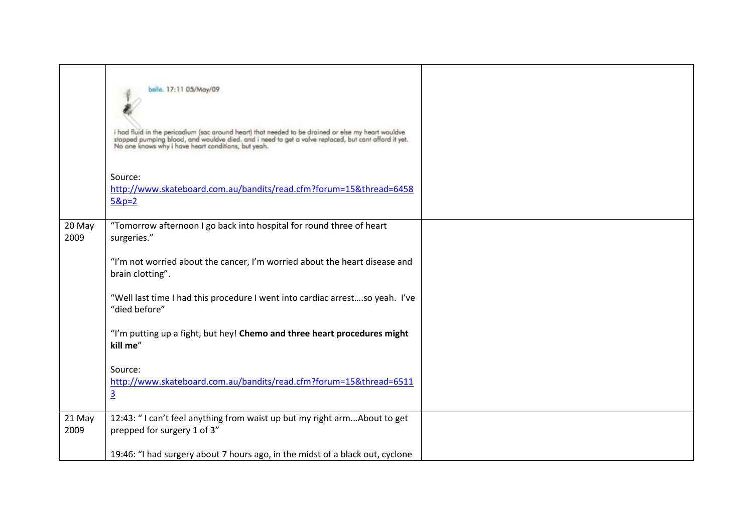| | | |
|---|---|---|
| | belle. 17:11 05/May/09<br><br>i had fluid in the pericadium (sac around heart) that needed to be drained or else my heart wouldve stopped pumping blood, and wouldve died. and i need to get a valve replaced, but cant afford it yet. No one knows why i have heart conditions, but yeah.<br><br>Source: http://www.skateboard.com.au/bandits/read.cfm?forum=15&thread=64585&p=2 | |
| 20 May 2009 | "Tomorrow afternoon I go back into hospital for round three of heart surgeries."<br><br>"I'm not worried about the cancer, I'm worried about the heart disease and brain clotting".<br><br>"Well last time I had this procedure I went into cardiac arrest….so yeah. I've "died before"<br><br>"I'm putting up a fight, but hey! **Chemo and three heart procedures might kill me**"<br><br>Source: http://www.skateboard.com.au/bandits/read.cfm?forum=15&thread=65113 | |
| 21 May 2009 | 12:43: " I can't feel anything from waist up but my right arm...About to get prepped for surgery 1 of 3"<br><br>19:46: "I had surgery about 7 hours ago, in the midst of a black out, cyclone | |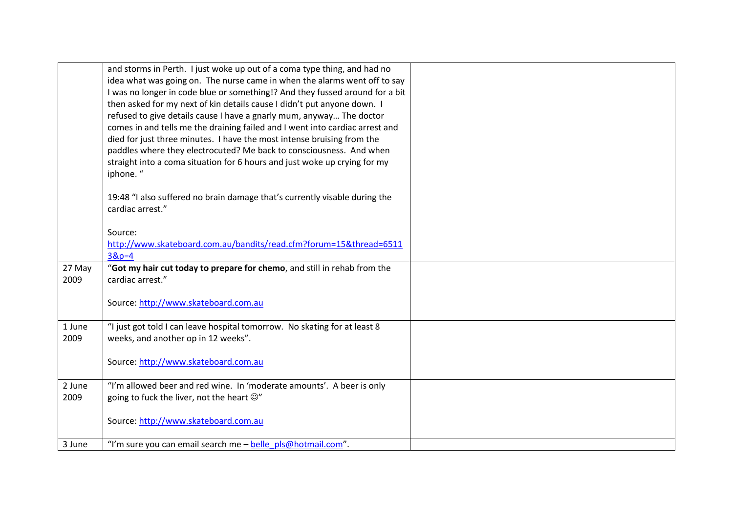| | | |
|---|---|---|
| | and storms in Perth. I just woke up out of a coma type thing, and had no idea what was going on. The nurse came in when the alarms went off to say I was no longer in code blue or something!? And they fussed around for a bit then asked for my next of kin details cause I didn't put anyone down. I refused to give details cause I have a gnarly mum, anyway… The doctor comes in and tells me the draining failed and I went into cardiac arrest and died for just three minutes. I have the most intense bruising from the paddles where they electrocuted? Me back to consciousness. And when straight into a coma situation for 6 hours and just woke up crying for my iphone. "<br><br>19:48 "I also suffered no brain damage that's currently visable during the cardiac arrest."<br><br>Source: http://www.skateboard.com.au/bandits/read.cfm?forum=15&thread=65113&p=4 | |
| 27 May 2009 | "**Got my hair cut today to prepare for chemo**, and still in rehab from the cardiac arrest."<br><br>Source: http://www.skateboard.com.au | |
| 1 June 2009 | "I just got told I can leave hospital tomorrow. No skating for at least 8 weeks, and another op in 12 weeks".<br><br>Source: http://www.skateboard.com.au | |
| 2 June 2009 | "I'm allowed beer and red wine. In 'moderate amounts'. A beer is only going to fuck the liver, not the heart ☺"<br><br>Source: http://www.skateboard.com.au | |
| 3 June | "I'm sure you can email search me – belle_pls@hotmail.com". | |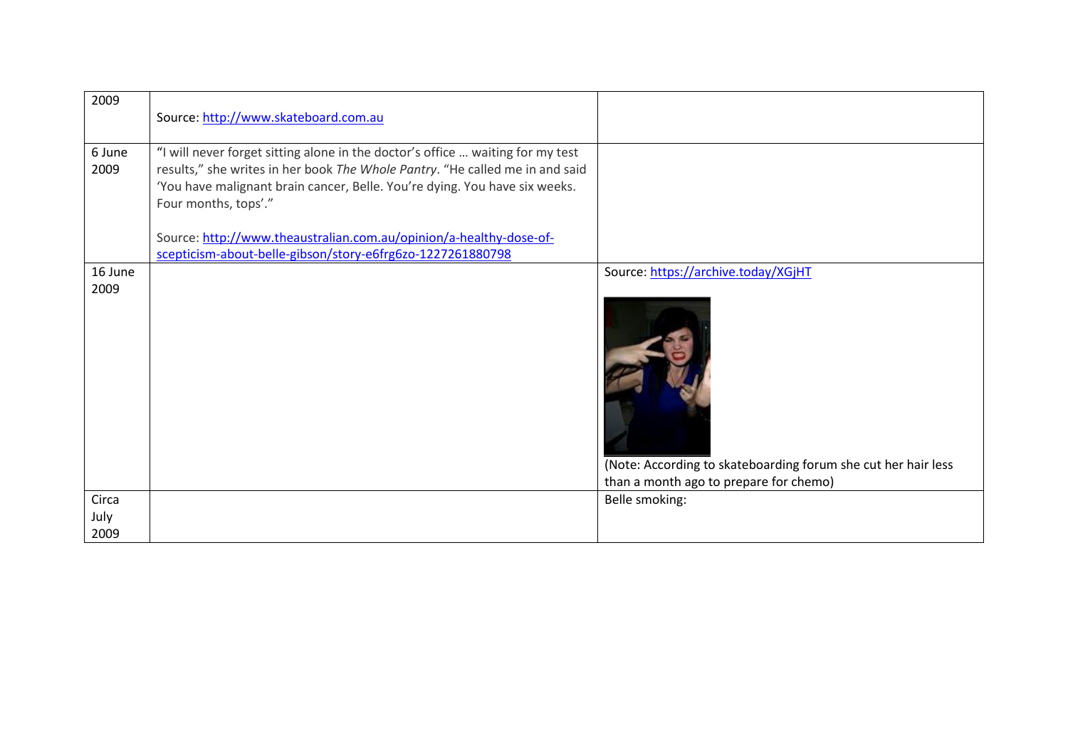| | | |
|---|---|---|
| 2009 | Source: http://www.skateboard.com.au | |
| 6 June 2009 | "I will never forget sitting alone in the doctor's office … waiting for my test results," she writes in her book *The Whole Pantry*. "He called me in and said 'You have malignant brain cancer, Belle. You're dying. You have six weeks. Four months, tops'."<br><br>Source: http://www.theaustralian.com.au/opinion/a-healthy-dose-of-scepticism-about-belle-gibson/story-e6frg6zo-1227261880798 | |
| 16 June 2009 | | Source: https://archive.today/XGjHT<br><br>(Note: According to skateboarding forum she cut her hair less than a month ago to prepare for chemo) |
| Circa July 2009 | | Belle smoking: |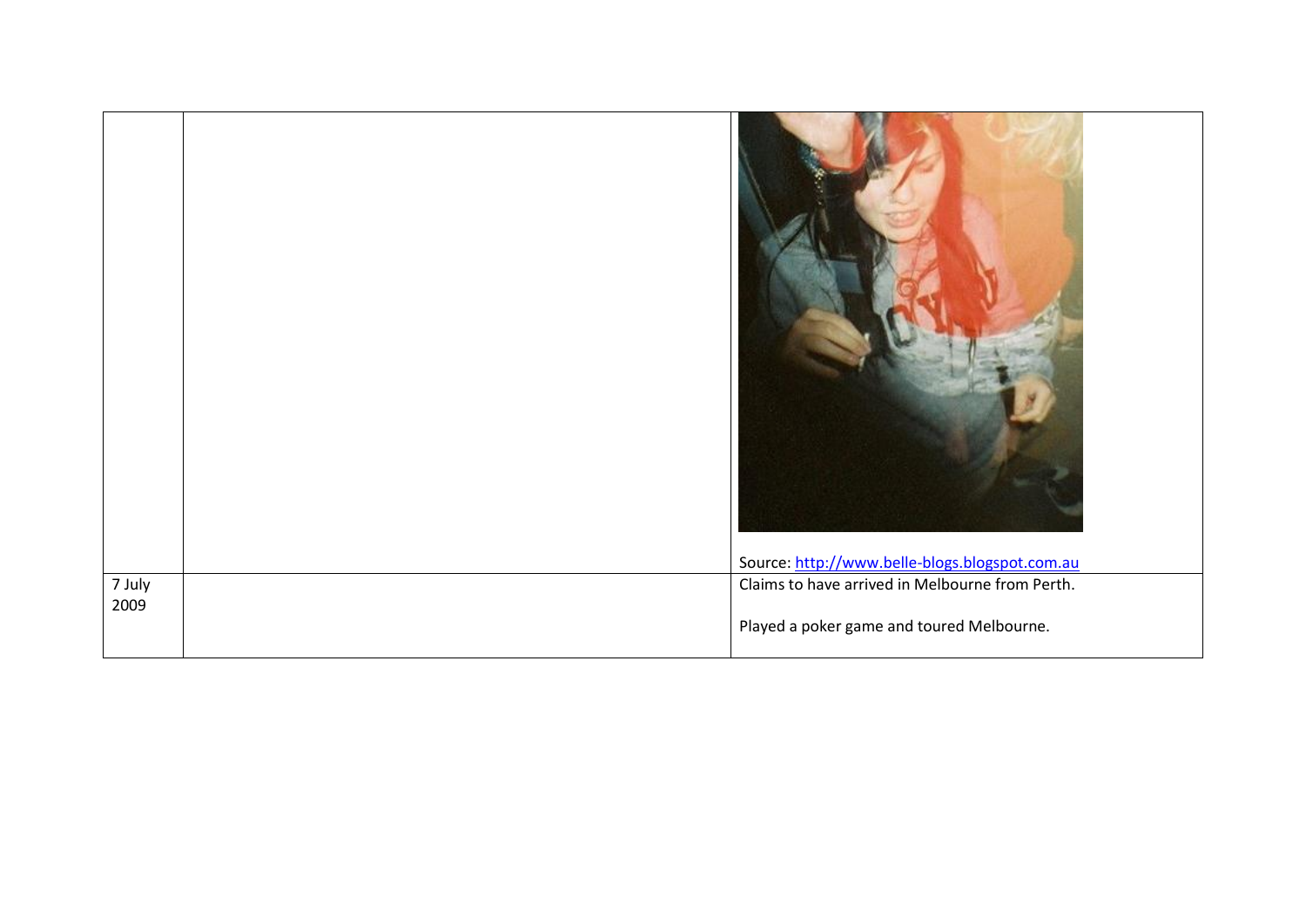|  |  |  |
|---|---|---|
|  |  | Source: http://www.belle-blogs.blogspot.com.au |
| 7 July 2009 |  | Claims to have arrived in Melbourne from Perth.<br><br>Played a poker game and toured Melbourne. |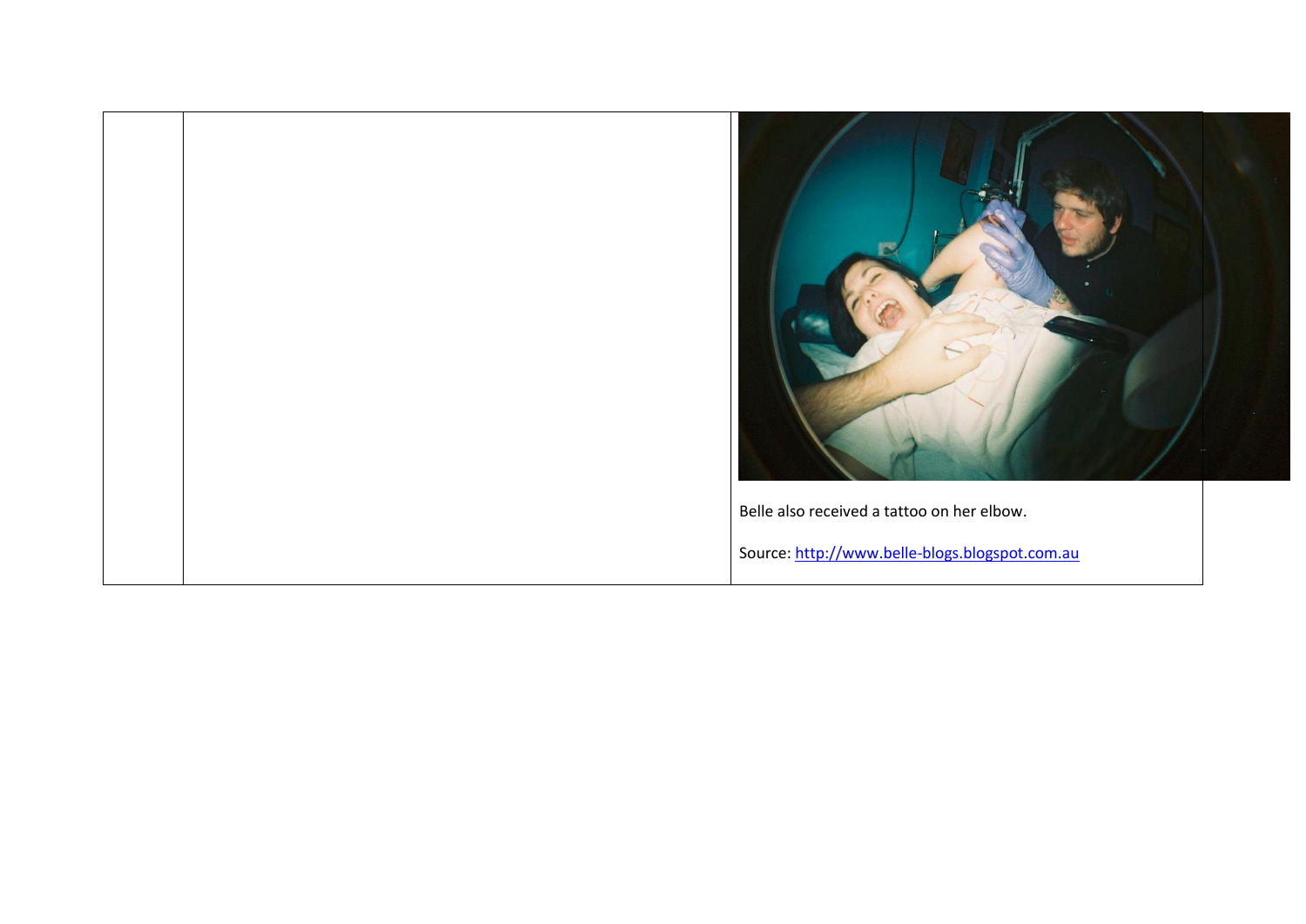| | | |
|---|---|---|
| | | Belle also received a tattoo on her elbow.<br><br>Source: http://www.belle-blogs.blogspot.com.au |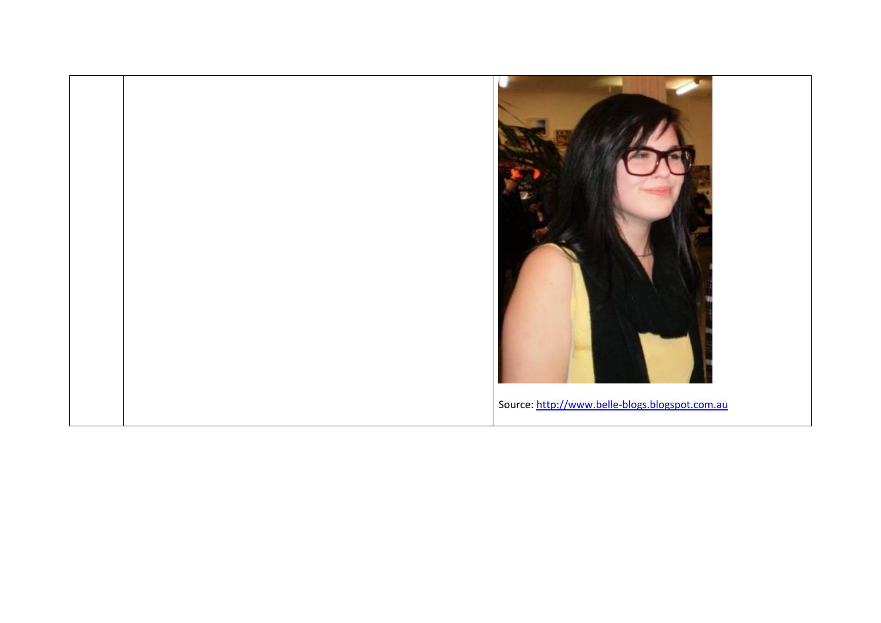| | | |
|---|---|---|
| | | Source: http://www.belle-blogs.blogspot.com.au |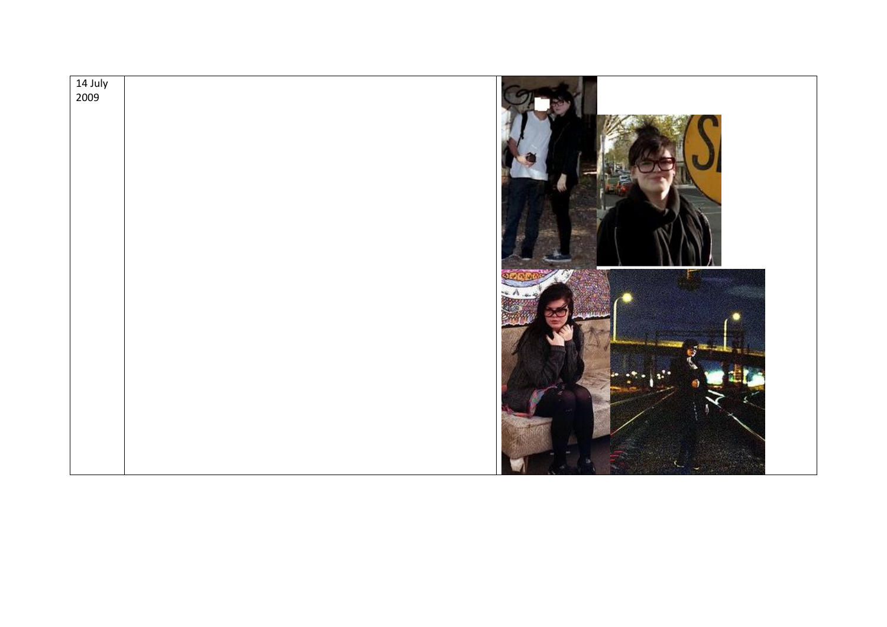| 14 July 2009 | | |
| --- | --- | --- |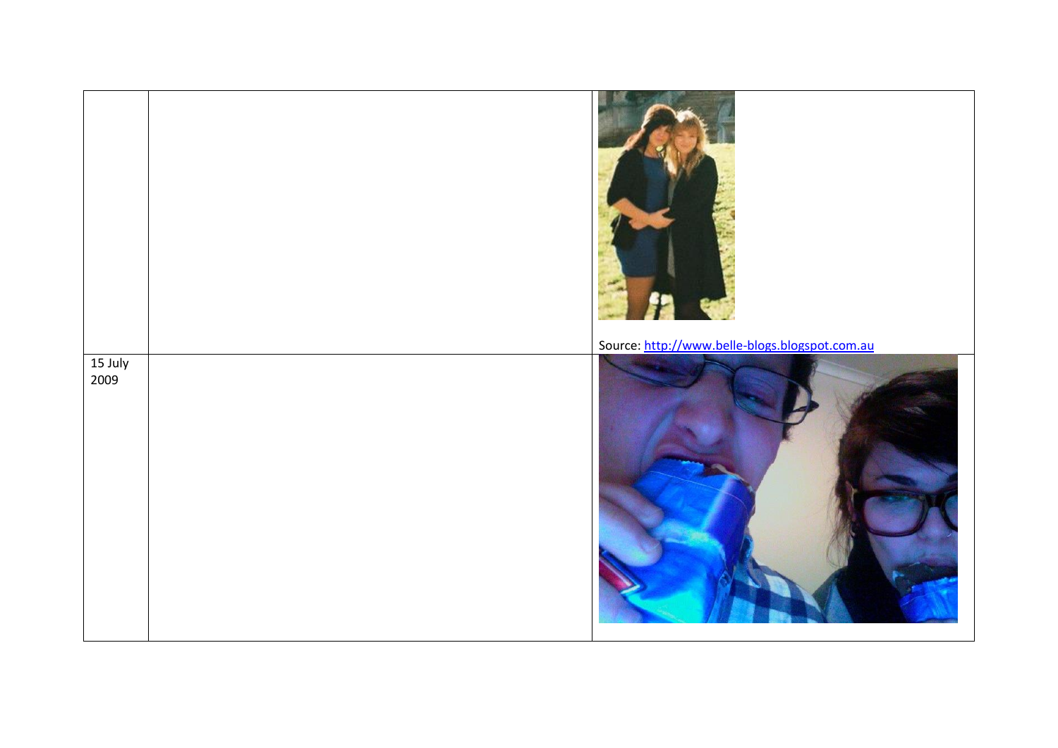|  |  |  |
|---|---|---|
|  |  | Source: http://www.belle-blogs.blogspot.com.au |
| 15 July 2009 |  |  |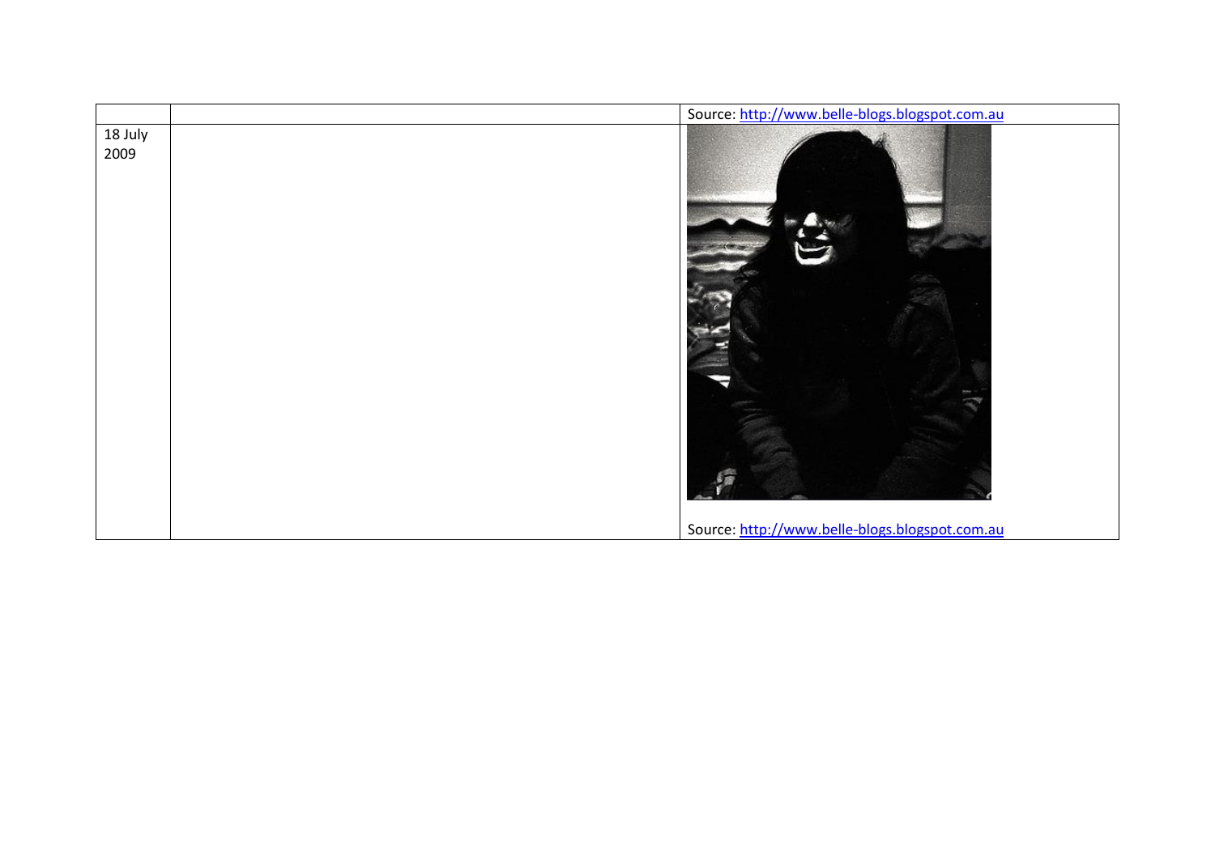|  |  | Source: http://www.belle-blogs.blogspot.com.au |
| --- | --- | --- |
| 18 July 2009 |  | Source: http://www.belle-blogs.blogspot.com.au |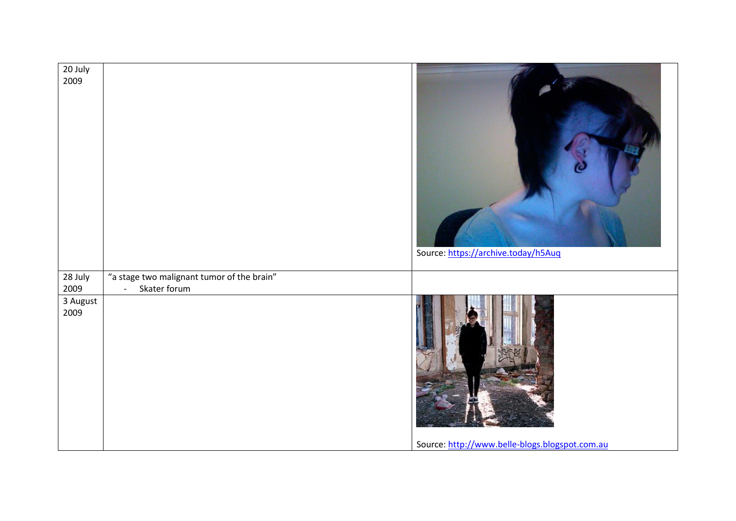| | | |
|---|---|---|
| 20 July 2009 | | Source: https://archive.today/h5Auq |
| 28 July 2009 | "a stage two malignant tumor of the brain"<br>- Skater forum | |
| 3 August 2009 | | Source: http://www.belle-blogs.blogspot.com.au |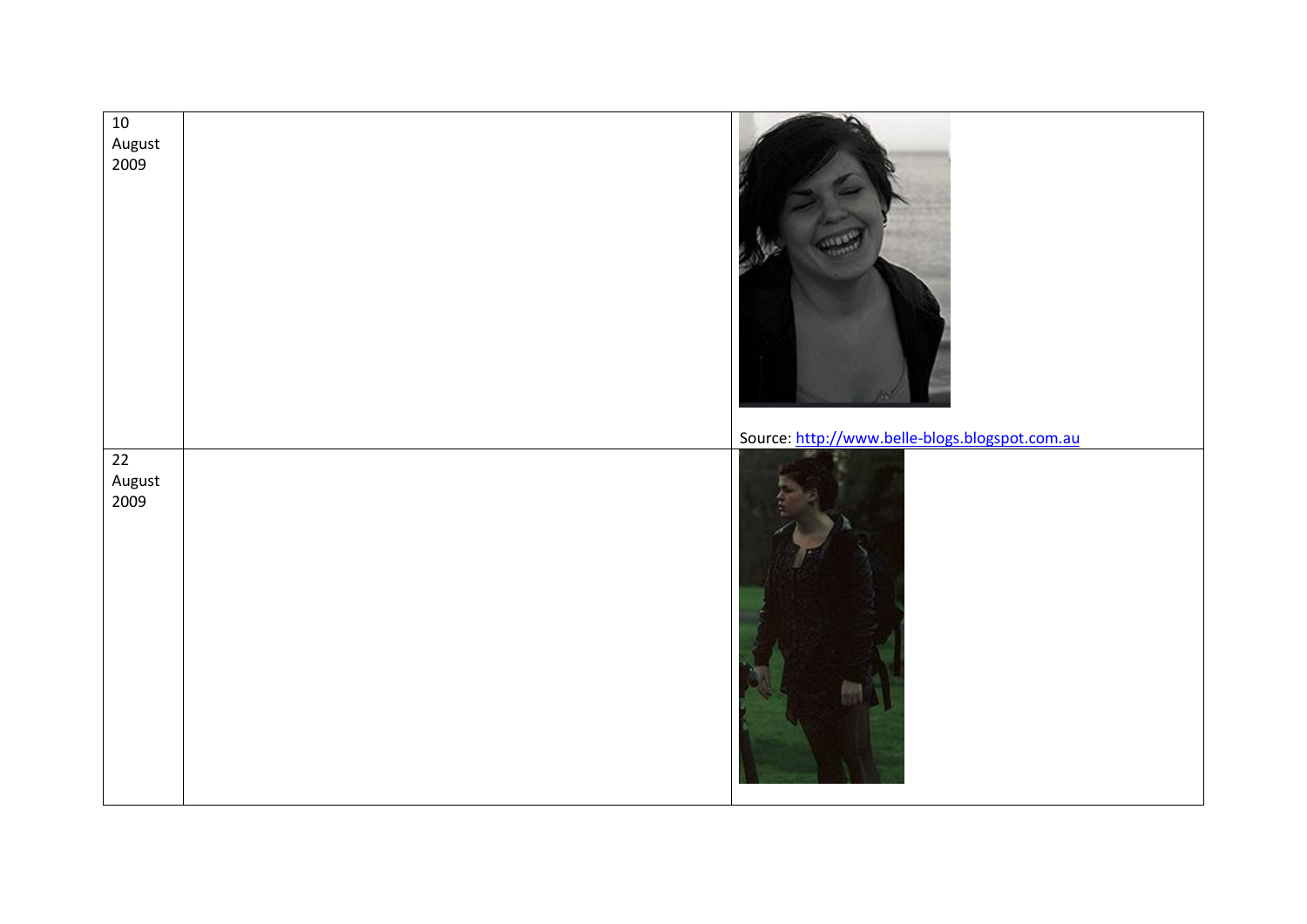| | | |
|---|---|---|
| 10 August 2009 | | Source: http://www.belle-blogs.blogspot.com.au |
| 22 August 2009 | | |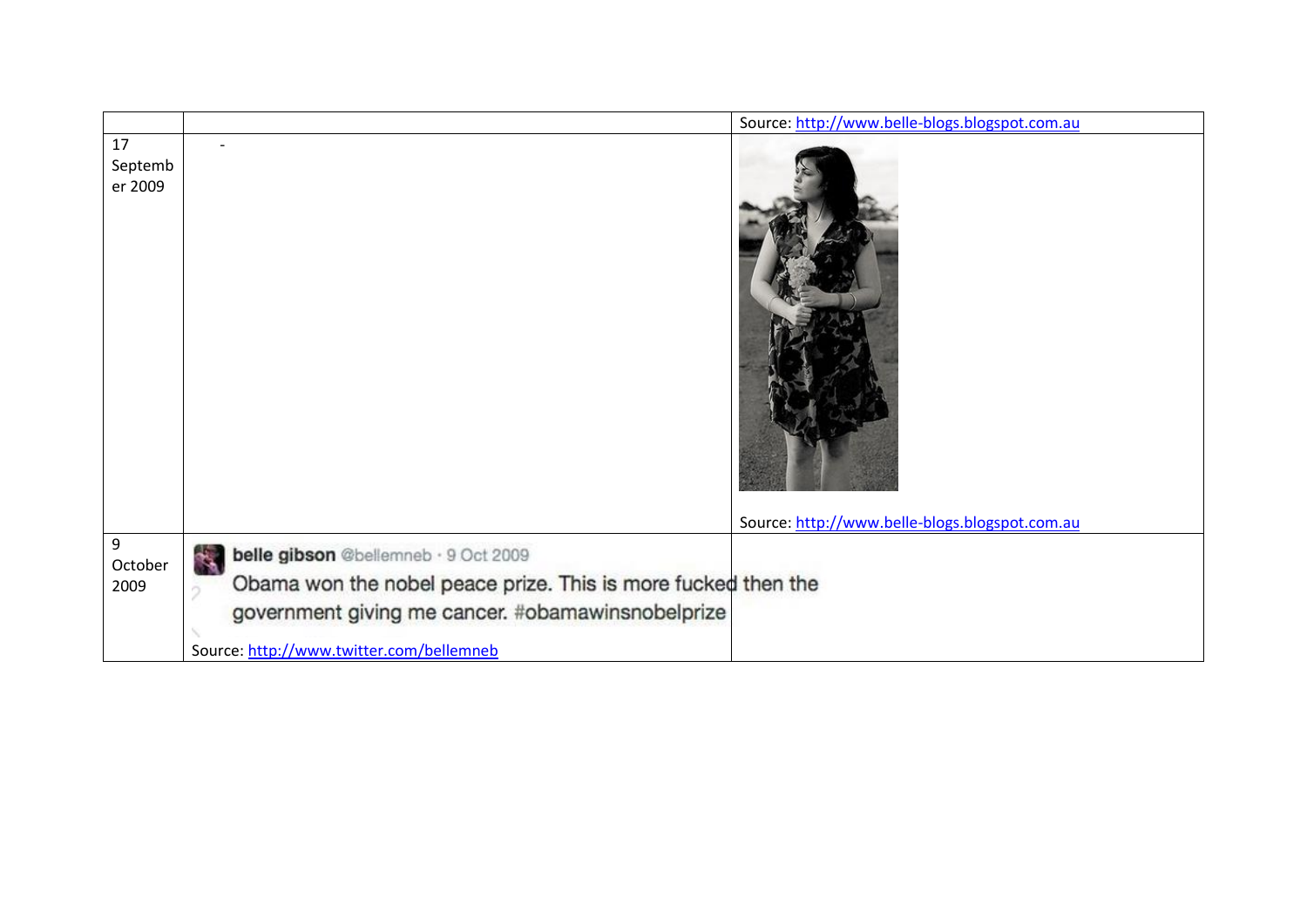|  |  | Source: http://www.belle-blogs.blogspot.com.au |
|---|---|---|
| 17 September 2009 | - | Source: http://www.belle-blogs.blogspot.com.au |
| 9 October 2009 | belle gibson @bellemneb · 9 Oct 2009 Obama won the nobel peace prize. This is more fucked then the government giving me cancer. #obamawinsnobelprize Source: http://www.twitter.com/bellemneb |  |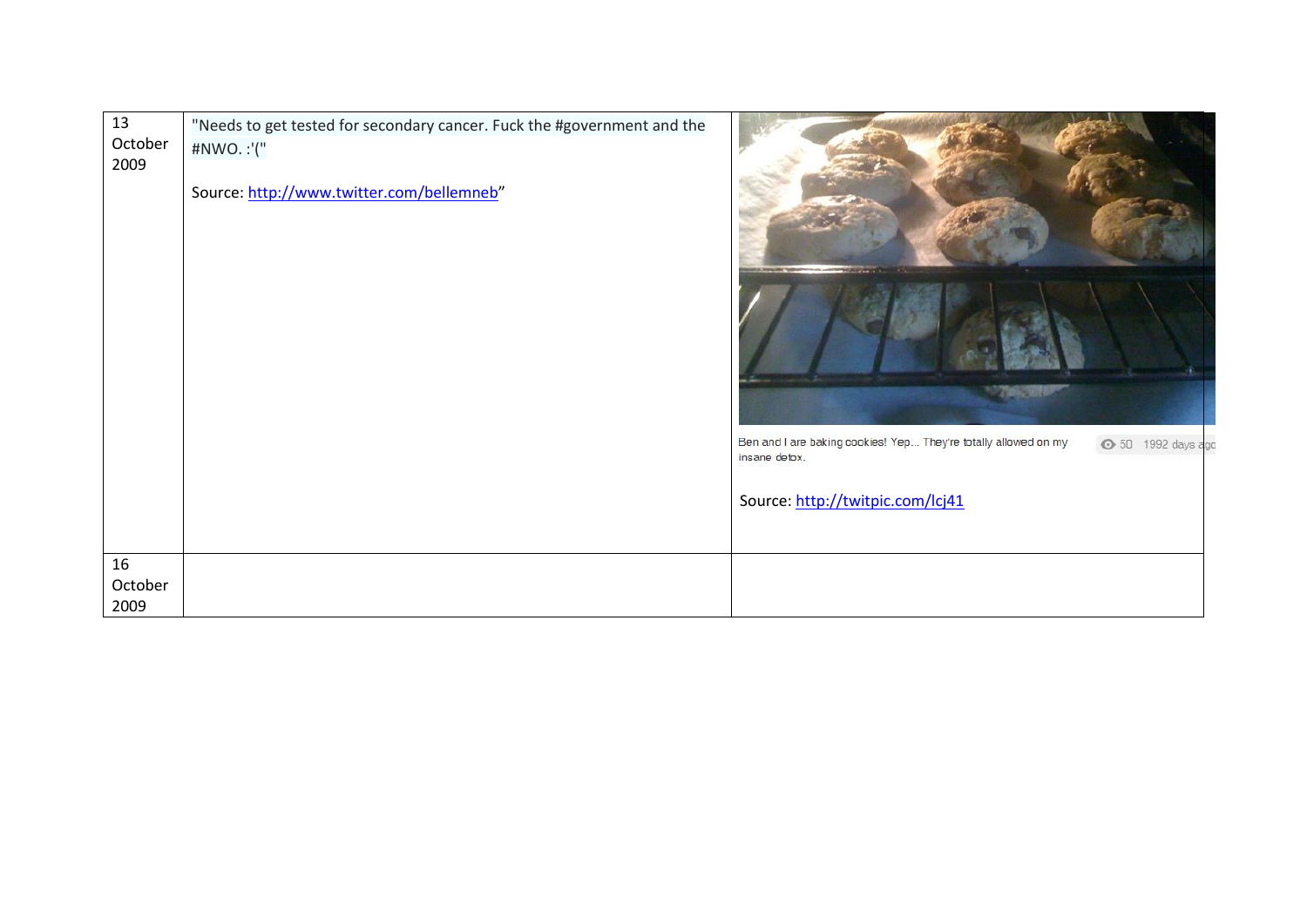| 13 October 2009 | "Needs to get tested for secondary cancer. Fuck the #government and the #NWO. :'("<br><br>Source: http://www.twitter.com/bellemneb" | Ben and I are baking cookies! Yep... They're totally allowed on my insane detox. 50 1992 days ago<br><br>Source: http://twitpic.com/lcj41 |
|---|---|---|
| 16 October 2009 | | |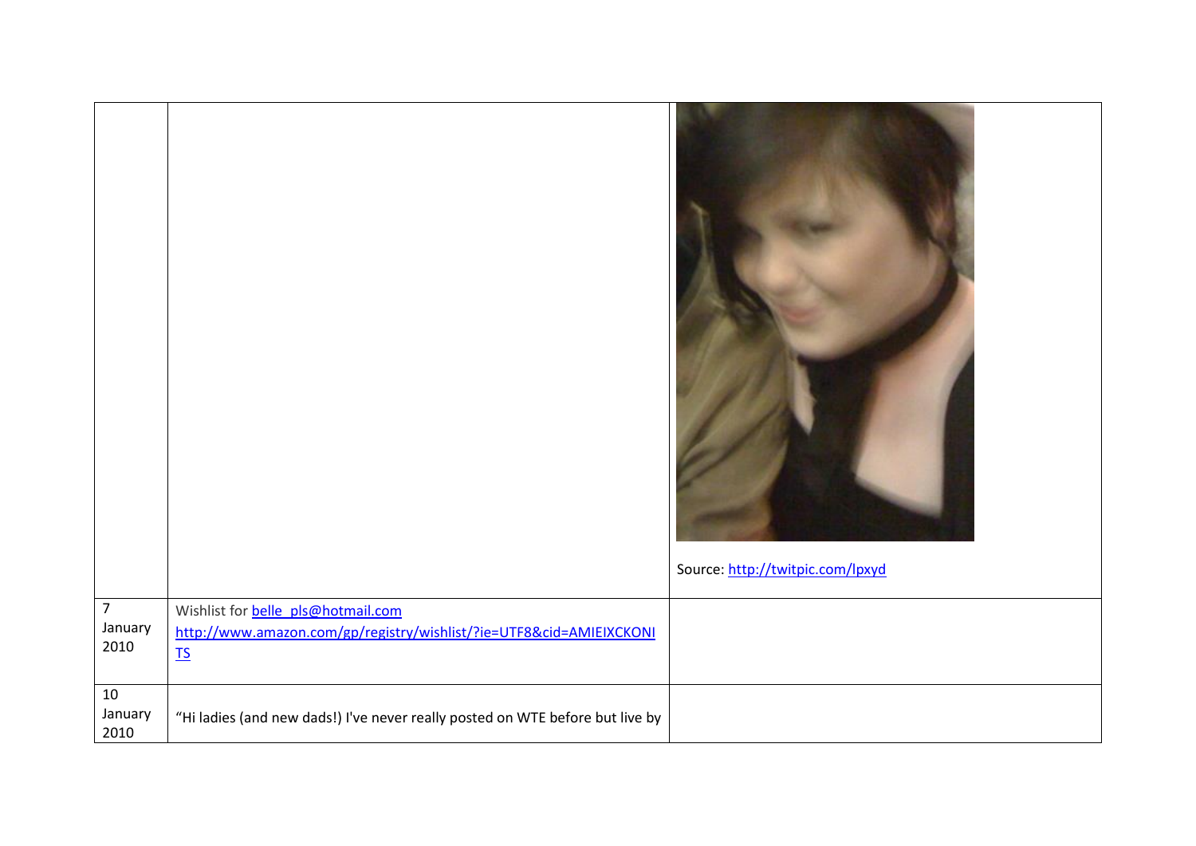| | | |
|---|---|---|
| | | Source: http://twitpic.com/lpxyd |
| 7 January 2010 | Wishlist for belle_pls@hotmail.com http://www.amazon.com/gp/registry/wishlist/?ie=UTF8&cid=AMIEIXCKONITS | |
| 10 January 2010 | "Hi ladies (and new dads!) I've never really posted on WTE before but live by | |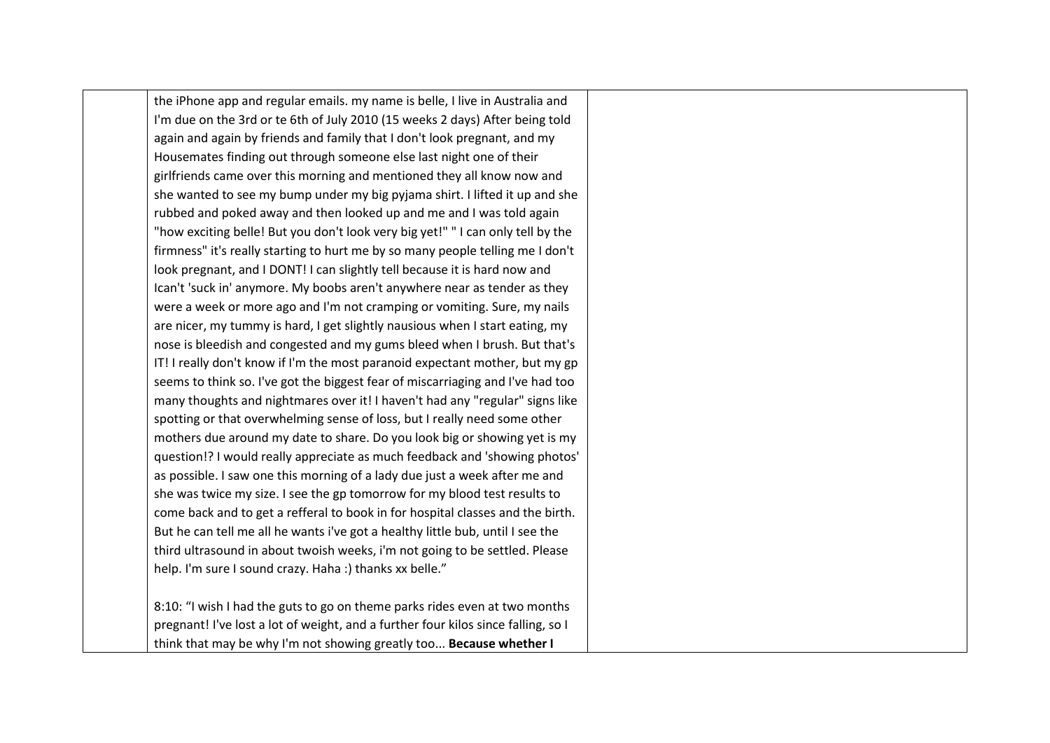| | | |
|---|---|---|
| | the iPhone app and regular emails. my name is belle, I live in Australia and I'm due on the 3rd or te 6th of July 2010 (15 weeks 2 days) After being told again and again by friends and family that I don't look pregnant, and my Housemates finding out through someone else last night one of their girlfriends came over this morning and mentioned they all know now and she wanted to see my bump under my big pyjama shirt. I lifted it up and she rubbed and poked away and then looked up and me and I was told again "how exciting belle! But you don't look very big yet!" " I can only tell by the firmness" it's really starting to hurt me by so many people telling me I don't look pregnant, and I DONT! I can slightly tell because it is hard now and Ican't 'suck in' anymore. My boobs aren't anywhere near as tender as they were a week or more ago and I'm not cramping or vomiting. Sure, my nails are nicer, my tummy is hard, I get slightly nausious when I start eating, my nose is bleedish and congested and my gums bleed when I brush. But that's IT! I really don't know if I'm the most paranoid expectant mother, but my gp seems to think so. I've got the biggest fear of miscarriaging and I've had too many thoughts and nightmares over it! I haven't had any "regular" signs like spotting or that overwhelming sense of loss, but I really need some other mothers due around my date to share. Do you look big or showing yet is my question!? I would really appreciate as much feedback and 'showing photos' as possible. I saw one this morning of a lady due just a week after me and she was twice my size. I see the gp tomorrow for my blood test results to come back and to get a refferal to book in for hospital classes and the birth. But he can tell me all he wants i've got a healthy little bub, until I see the third ultrasound in about twoish weeks, i'm not going to be settled. Please help. I'm sure I sound crazy. Haha :) thanks xx belle."<br><br>8:10: "I wish I had the guts to go on theme parks rides even at two months pregnant! I've lost a lot of weight, and a further four kilos since falling, so I think that may be why I'm not showing greatly too... **Because whether I** | |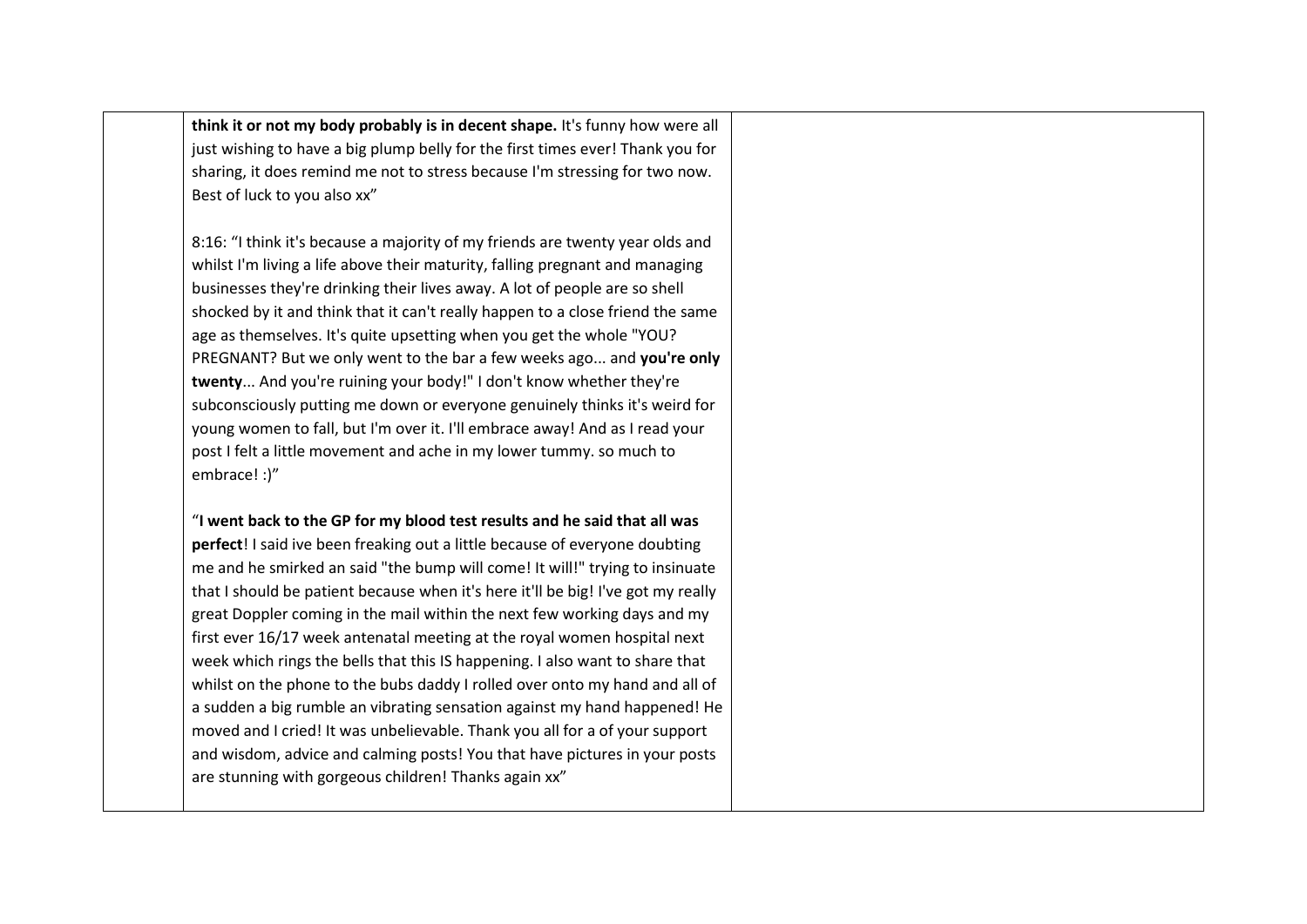| | | |
|---|---|---|
| | **think it or not my body probably is in decent shape.** It's funny how were all just wishing to have a big plump belly for the first times ever! Thank you for sharing, it does remind me not to stress because I'm stressing for two now. Best of luck to you also xx"<br><br>8:16: "I think it's because a majority of my friends are twenty year olds and whilst I'm living a life above their maturity, falling pregnant and managing businesses they're drinking their lives away. A lot of people are so shell shocked by it and think that it can't really happen to a close friend the same age as themselves. It's quite upsetting when you get the whole "YOU? PREGNANT? But we only went to the bar a few weeks ago... and **you're only twenty**... And you're ruining your body!" I don't know whether they're subconsciously putting me down or everyone genuinely thinks it's weird for young women to fall, but I'm over it. I'll embrace away! And as I read your post I felt a little movement and ache in my lower tummy. so much to embrace! :)"<br><br>"**I went back to the GP for my blood test results and he said that all was perfect**! I said ive been freaking out a little because of everyone doubting me and he smirked an said "the bump will come! It will!" trying to insinuate that I should be patient because when it's here it'll be big! I've got my really great Doppler coming in the mail within the next few working days and my first ever 16/17 week antenatal meeting at the royal women hospital next week which rings the bells that this IS happening. I also want to share that whilst on the phone to the bubs daddy I rolled over onto my hand and all of a sudden a big rumble an vibrating sensation against my hand happened! He moved and I cried! It was unbelievable. Thank you all for a of your support and wisdom, advice and calming posts! You that have pictures in your posts are stunning with gorgeous children! Thanks again xx" | |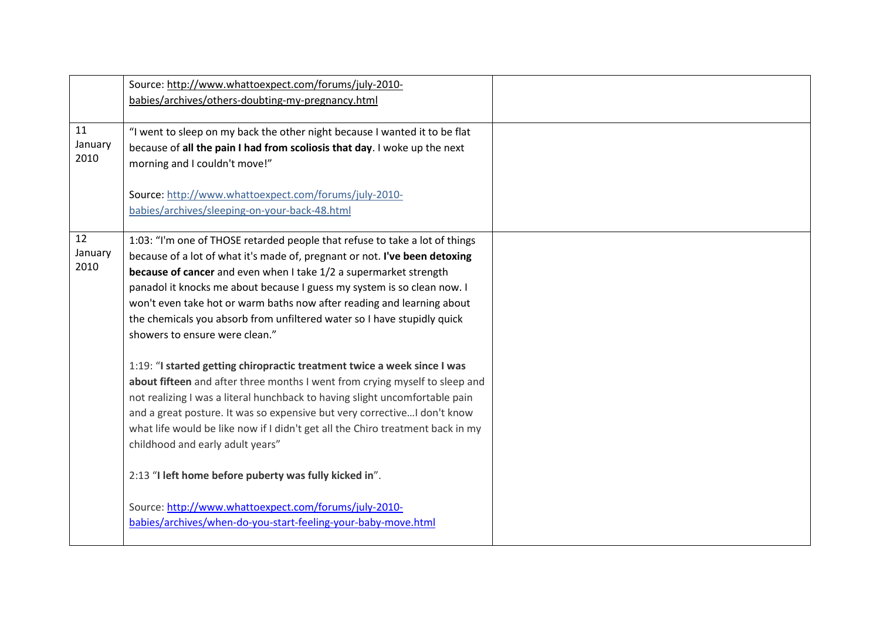|  |  |  |
|---|---|---|
|  | Source: http://www.whattoexpect.com/forums/july-2010-babies/archives/others-doubting-my-pregnancy.html |  |
| 11 January 2010 | "I went to sleep on my back the other night because I wanted it to be flat because of **all the pain I had from scoliosis that day**. I woke up the next morning and I couldn't move!"<br><br>Source: http://www.whattoexpect.com/forums/july-2010-babies/archives/sleeping-on-your-back-48.html |  |
| 12 January 2010 | 1:03: "I'm one of THOSE retarded people that refuse to take a lot of things because of a lot of what it's made of, pregnant or not. **I've been detoxing because of cancer** and even when I take 1/2 a supermarket strength panadol it knocks me about because I guess my system is so clean now. I won't even take hot or warm baths now after reading and learning about the chemicals you absorb from unfiltered water so I have stupidly quick showers to ensure were clean."<br><br>1:19: "**I started getting chiropractic treatment twice a week since I was about fifteen** and after three months I went from crying myself to sleep and not realizing I was a literal hunchback to having slight uncomfortable pain and a great posture. It was so expensive but very corrective…I don't know what life would be like now if I didn't get all the Chiro treatment back in my childhood and early adult years"<br><br>2:13 "**I left home before puberty was fully kicked in**".<br><br>Source: http://www.whattoexpect.com/forums/july-2010-babies/archives/when-do-you-start-feeling-your-baby-move.html |  |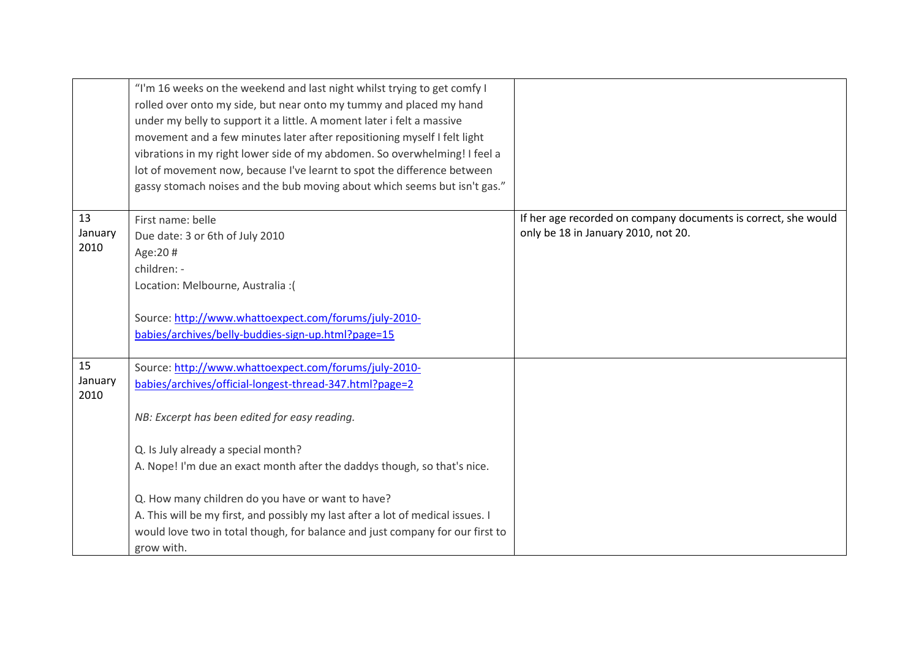| | | |
|---|---|---|
| | "I'm 16 weeks on the weekend and last night whilst trying to get comfy I rolled over onto my side, but near onto my tummy and placed my hand under my belly to support it a little. A moment later i felt a massive movement and a few minutes later after repositioning myself I felt light vibrations in my right lower side of my abdomen. So overwhelming! I feel a lot of movement now, because I've learnt to spot the difference between gassy stomach noises and the bub moving about which seems but isn't gas." | |
| 13 January 2010 | First name: belle<br>Due date: 3 or 6th of July 2010<br>Age:20 #<br>children: -<br>Location: Melbourne, Australia :(<br><br>Source: [http://www.whattoexpect.com/forums/july-2010-babies/archives/belly-buddies-sign-up.html?page=15](http://www.whattoexpect.com/forums/july-2010-babies/archives/belly-buddies-sign-up.html?page=15) | If her age recorded on company documents is correct, she would only be 18 in January 2010, not 20. |
| 15 January 2010 | Source: [http://www.whattoexpect.com/forums/july-2010-babies/archives/official-longest-thread-347.html?page=2](http://www.whattoexpect.com/forums/july-2010-babies/archives/official-longest-thread-347.html?page=2)<br><br>*NB: Excerpt has been edited for easy reading.*<br><br>Q. Is July already a special month?<br>A. Nope! I'm due an exact month after the daddys though, so that's nice.<br><br>Q. How many children do you have or want to have?<br>A. This will be my first, and possibly my last after a lot of medical issues. I would love two in total though, for balance and just company for our first to grow with. | |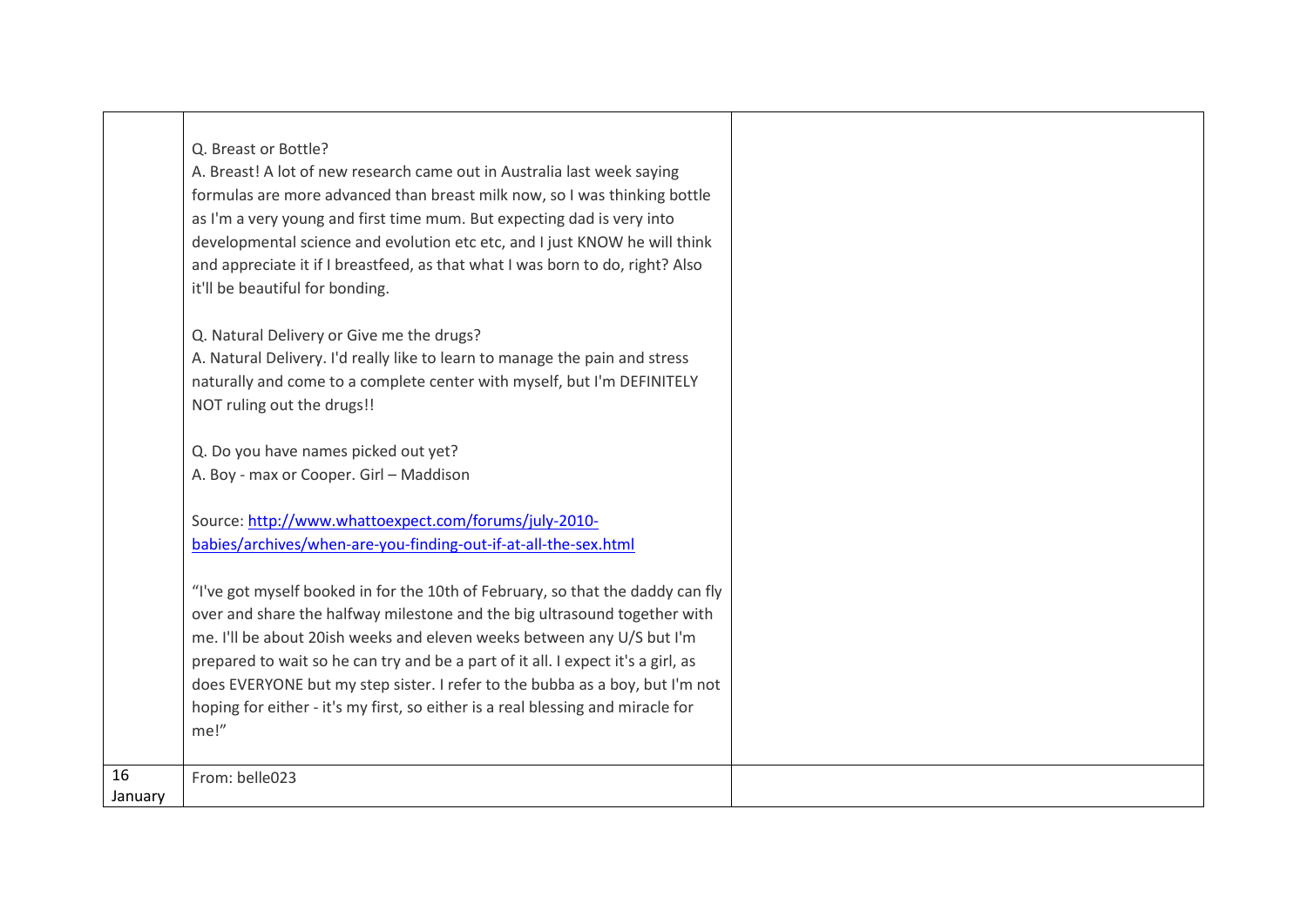| | | |
|---|---|---|
| | Q. Breast or Bottle?<br>A. Breast! A lot of new research came out in Australia last week saying formulas are more advanced than breast milk now, so I was thinking bottle as I'm a very young and first time mum. But expecting dad is very into developmental science and evolution etc etc, and I just KNOW he will think and appreciate it if I breastfeed, as that what I was born to do, right? Also it'll be beautiful for bonding.<br><br>Q. Natural Delivery or Give me the drugs?<br>A. Natural Delivery. I'd really like to learn to manage the pain and stress naturally and come to a complete center with myself, but I'm DEFINITELY NOT ruling out the drugs!!<br><br>Q. Do you have names picked out yet?<br>A. Boy - max or Cooper. Girl – Maddison<br><br>Source: [http://www.whattoexpect.com/forums/july-2010-babies/archives/when-are-you-finding-out-if-at-all-the-sex.html](http://www.whattoexpect.com/forums/july-2010-babies/archives/when-are-you-finding-out-if-at-all-the-sex.html)<br><br>"I've got myself booked in for the 10th of February, so that the daddy can fly over and share the halfway milestone and the big ultrasound together with me. I'll be about 20ish weeks and eleven weeks between any U/S but I'm prepared to wait so he can try and be a part of it all. I expect it's a girl, as does EVERYONE but my step sister. I refer to the bubba as a boy, but I'm not hoping for either - it's my first, so either is a real blessing and miracle for me!" | |
| 16 January | From: belle023 | |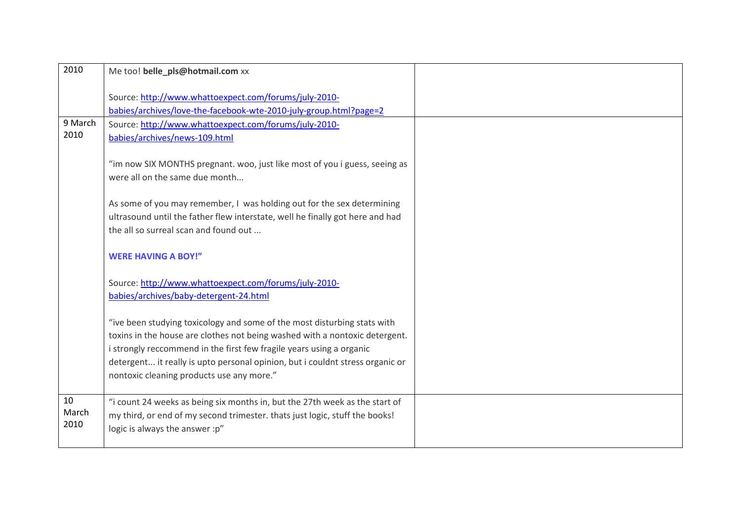| | | |
|---|---|---|
| 2010 | Me too! **belle_pls@hotmail.com** xx<br><br>Source: http://www.whattoexpect.com/forums/july-2010-babies/archives/love-the-facebook-wte-2010-july-group.html?page=2 | |
| 9 March 2010 | Source: http://www.whattoexpect.com/forums/july-2010-babies/archives/news-109.html<br><br>"im now SIX MONTHS pregnant. woo, just like most of you i guess, seeing as were all on the same due month...<br><br>As some of you may remember, I was holding out for the sex determining ultrasound until the father flew interstate, well he finally got here and had the all so surreal scan and found out ...<br><br>**WERE HAVING A BOY!"**<br><br>Source: http://www.whattoexpect.com/forums/july-2010-babies/archives/baby-detergent-24.html<br><br>"ive been studying toxicology and some of the most disturbing stats with toxins in the house are clothes not being washed with a nontoxic detergent. i strongly reccommend in the first few fragile years using a organic detergent... it really is upto personal opinion, but i couldnt stress organic or nontoxic cleaning products use any more." | |
| 10 March 2010 | "i count 24 weeks as being six months in, but the 27th week as the start of my third, or end of my second trimester. thats just logic, stuff the books! logic is always the answer :p" | |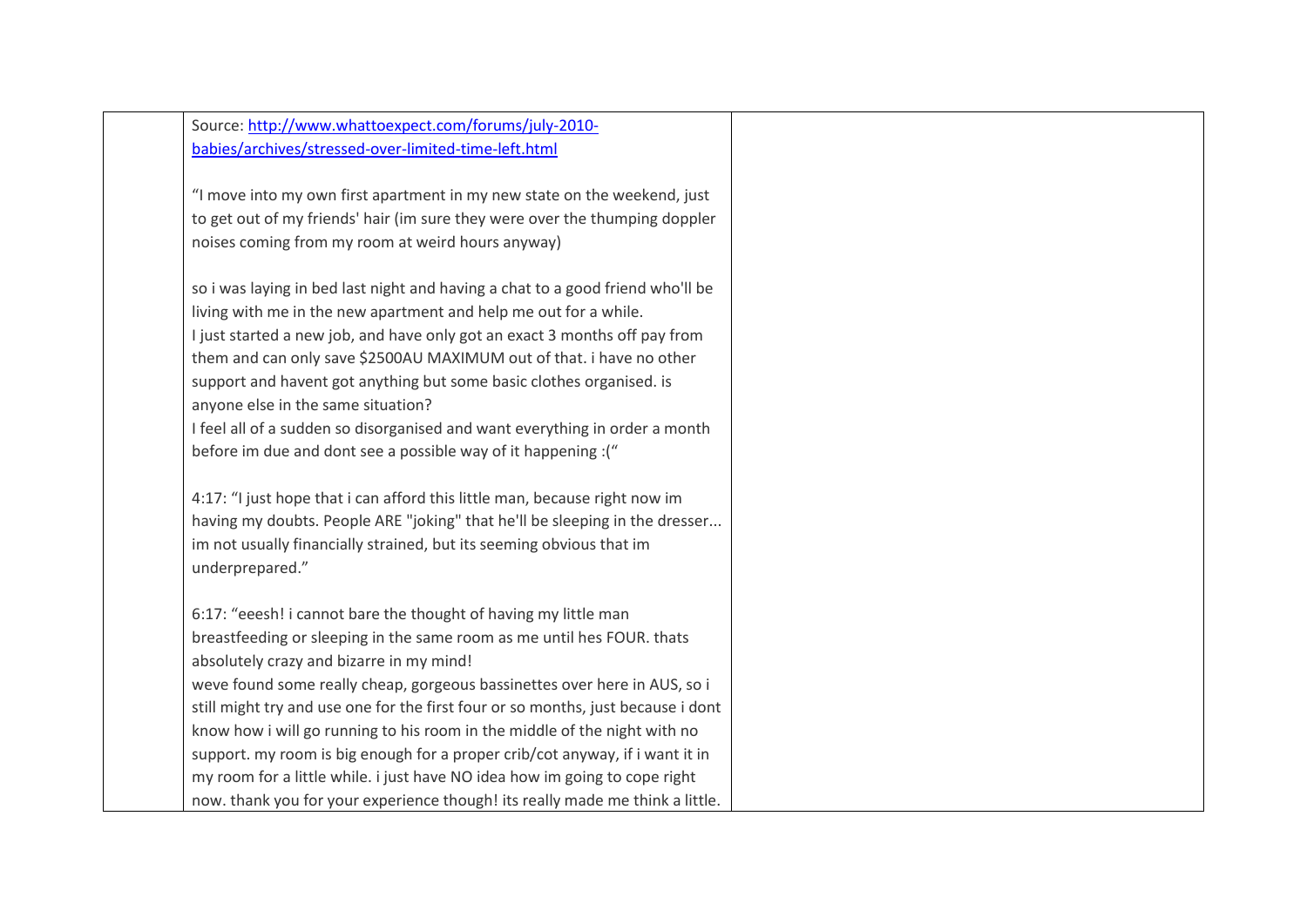| | | |
|---|---|---|
| | Source: [http://www.whattoexpect.com/forums/july-2010-babies/archives/stressed-over-limited-time-left.html](http://www.whattoexpect.com/forums/july-2010-babies/archives/stressed-over-limited-time-left.html)<br><br>"I move into my own first apartment in my new state on the weekend, just to get out of my friends' hair (im sure they were over the thumping doppler noises coming from my room at weird hours anyway)<br><br>so i was laying in bed last night and having a chat to a good friend who'll be living with me in the new apartment and help me out for a while.<br>I just started a new job, and have only got an exact 3 months off pay from them and can only save $2500AU MAXIMUM out of that. i have no other support and havent got anything but some basic clothes organised. is anyone else in the same situation?<br>I feel all of a sudden so disorganised and want everything in order a month before im due and dont see a possible way of it happening :("<br><br>4:17: "I just hope that i can afford this little man, because right now im having my doubts. People ARE "joking" that he'll be sleeping in the dresser... im not usually financially strained, but its seeming obvious that im underprepared."<br><br>6:17: "eeesh! i cannot bare the thought of having my little man breastfeeding or sleeping in the same room as me until hes FOUR. thats absolutely crazy and bizarre in my mind!<br>weve found some really cheap, gorgeous bassinettes over here in AUS, so i still might try and use one for the first four or so months, just because i dont know how i will go running to his room in the middle of the night with no support. my room is big enough for a proper crib/cot anyway, if i want it in my room for a little while. i just have NO idea how im going to cope right now. thank you for your experience though! its really made me think a little. | |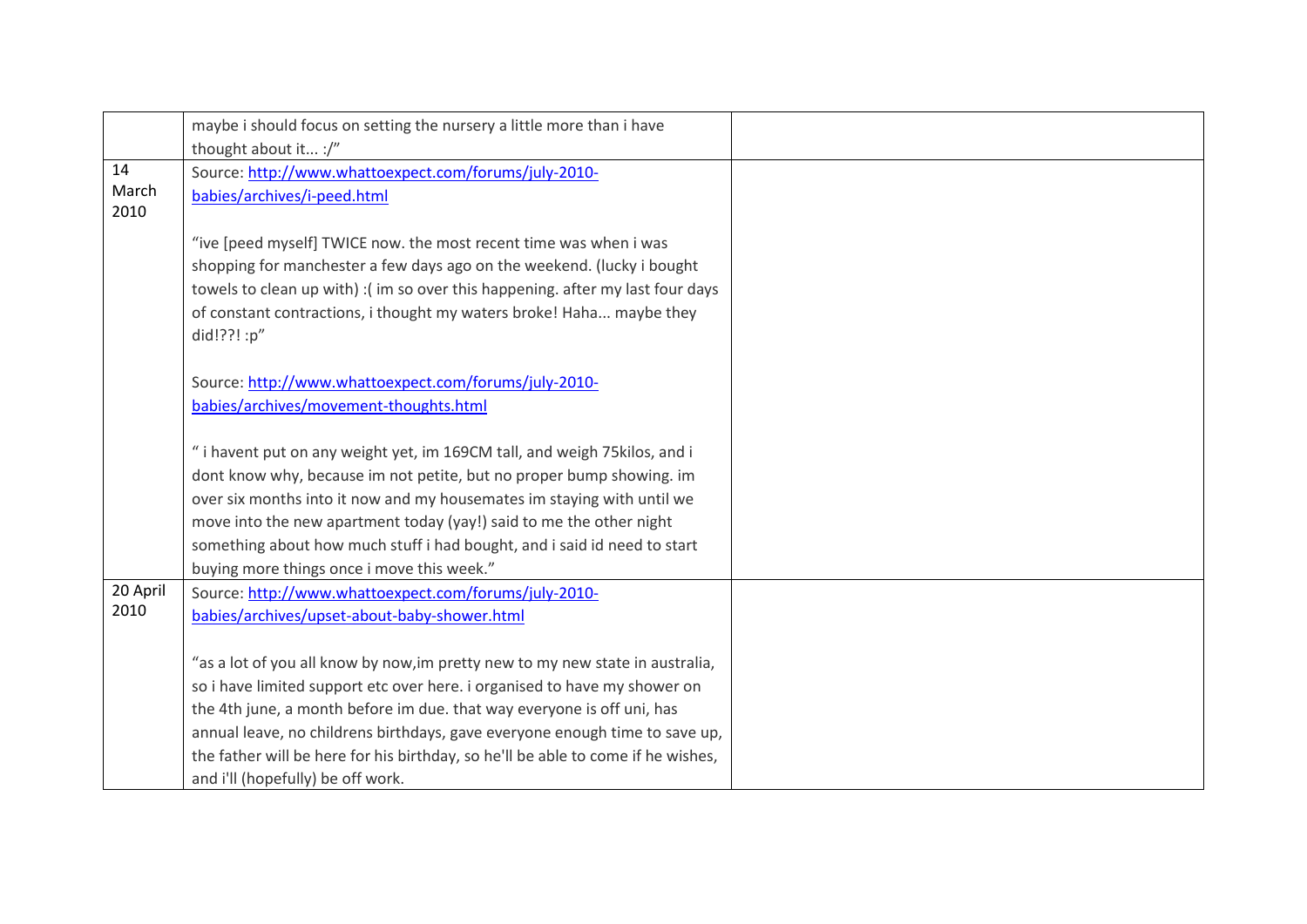| | | |
|---|---|---|
| | maybe i should focus on setting the nursery a little more than i have thought about it... :/" | |
| 14 March 2010 | Source: [http://www.whattoexpect.com/forums/july-2010-babies/archives/i-peed.html](http://www.whattoexpect.com/forums/july-2010-babies/archives/i-peed.html)<br><br>"ive [peed myself] TWICE now. the most recent time was when i was shopping for manchester a few days ago on the weekend. (lucky i bought towels to clean up with) :( im so over this happening. after my last four days of constant contractions, i thought my waters broke! Haha... maybe they did!??! :p"<br><br>Source: [http://www.whattoexpect.com/forums/july-2010-babies/archives/movement-thoughts.html](http://www.whattoexpect.com/forums/july-2010-babies/archives/movement-thoughts.html)<br><br>" i havent put on any weight yet, im 169CM tall, and weigh 75kilos, and i dont know why, because im not petite, but no proper bump showing. im over six months into it now and my housemates im staying with until we move into the new apartment today (yay!) said to me the other night something about how much stuff i had bought, and i said id need to start buying more things once i move this week." | |
| 20 April 2010 | Source: [http://www.whattoexpect.com/forums/july-2010-babies/archives/upset-about-baby-shower.html](http://www.whattoexpect.com/forums/july-2010-babies/archives/upset-about-baby-shower.html)<br><br>"as a lot of you all know by now,im pretty new to my new state in australia, so i have limited support etc over here. i organised to have my shower on the 4th june, a month before im due. that way everyone is off uni, has annual leave, no childrens birthdays, gave everyone enough time to save up, the father will be here for his birthday, so he'll be able to come if he wishes, and i'll (hopefully) be off work. | |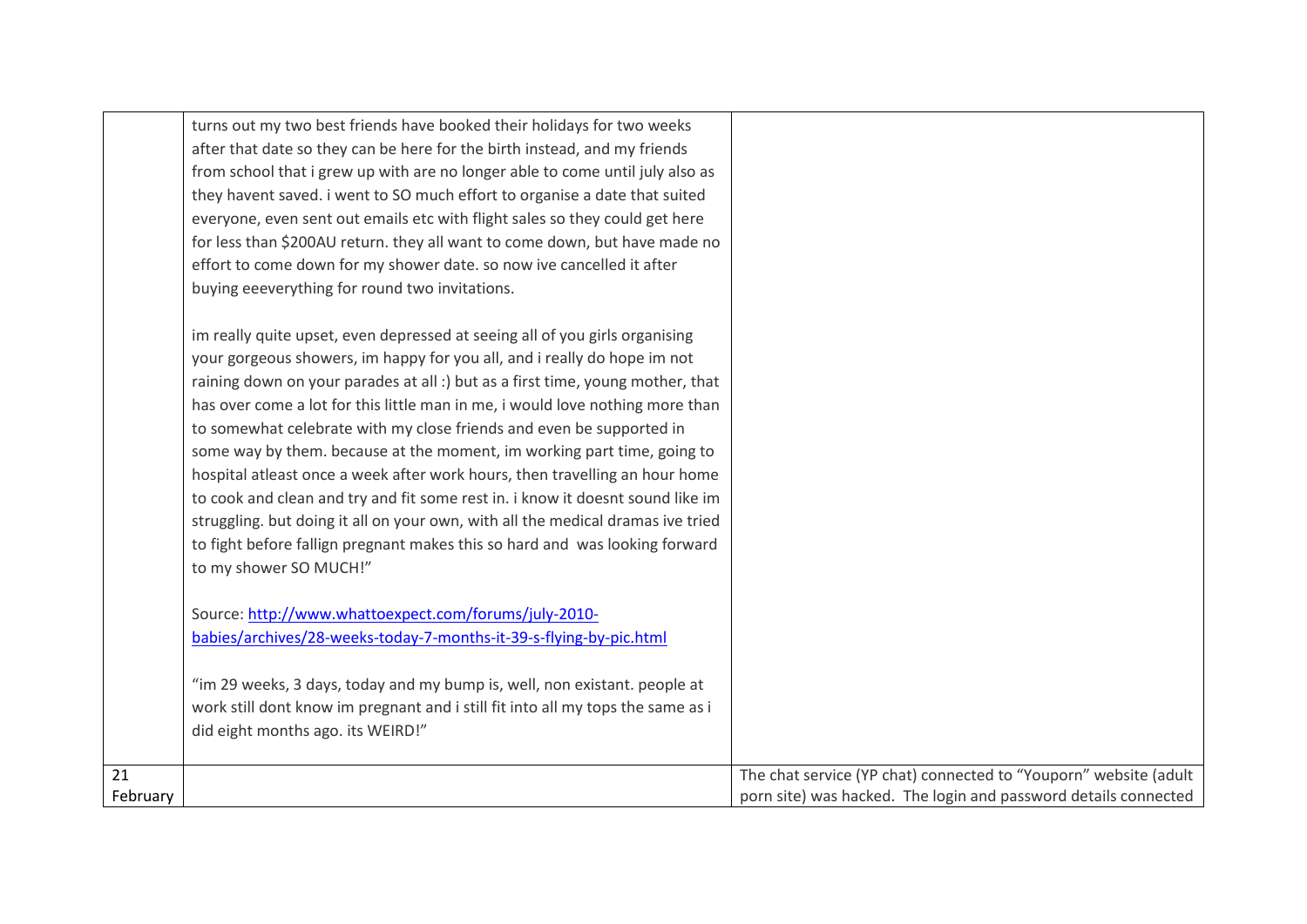| | | |
|---|---|---|
| | turns out my two best friends have booked their holidays for two weeks after that date so they can be here for the birth instead, and my friends from school that i grew up with are no longer able to come until july also as they havent saved. i went to SO much effort to organise a date that suited everyone, even sent out emails etc with flight sales so they could get here for less than \$200AU return. they all want to come down, but have made no effort to come down for my shower date. so now ive cancelled it after buying eeeverything for round two invitations.<br><br>im really quite upset, even depressed at seeing all of you girls organising your gorgeous showers, im happy for you all, and i really do hope im not raining down on your parades at all :) but as a first time, young mother, that has over come a lot for this little man in me, i would love nothing more than to somewhat celebrate with my close friends and even be supported in some way by them. because at the moment, im working part time, going to hospital atleast once a week after work hours, then travelling an hour home to cook and clean and try and fit some rest in. i know it doesnt sound like im struggling. but doing it all on your own, with all the medical dramas ive tried to fight before fallign pregnant makes this so hard and was looking forward to my shower SO MUCH!"<br><br>Source: [http://www.whattoexpect.com/forums/july-2010-babies/archives/28-weeks-today-7-months-it-39-s-flying-by-pic.html](http://www.whattoexpect.com/forums/july-2010-babies/archives/28-weeks-today-7-months-it-39-s-flying-by-pic.html)<br><br>"im 29 weeks, 3 days, today and my bump is, well, non existant. people at work still dont know im pregnant and i still fit into all my tops the same as i did eight months ago. its WEIRD!" | |
| 21 February | | The chat service (YP chat) connected to "Youporn" website (adult porn site) was hacked. The login and password details connected |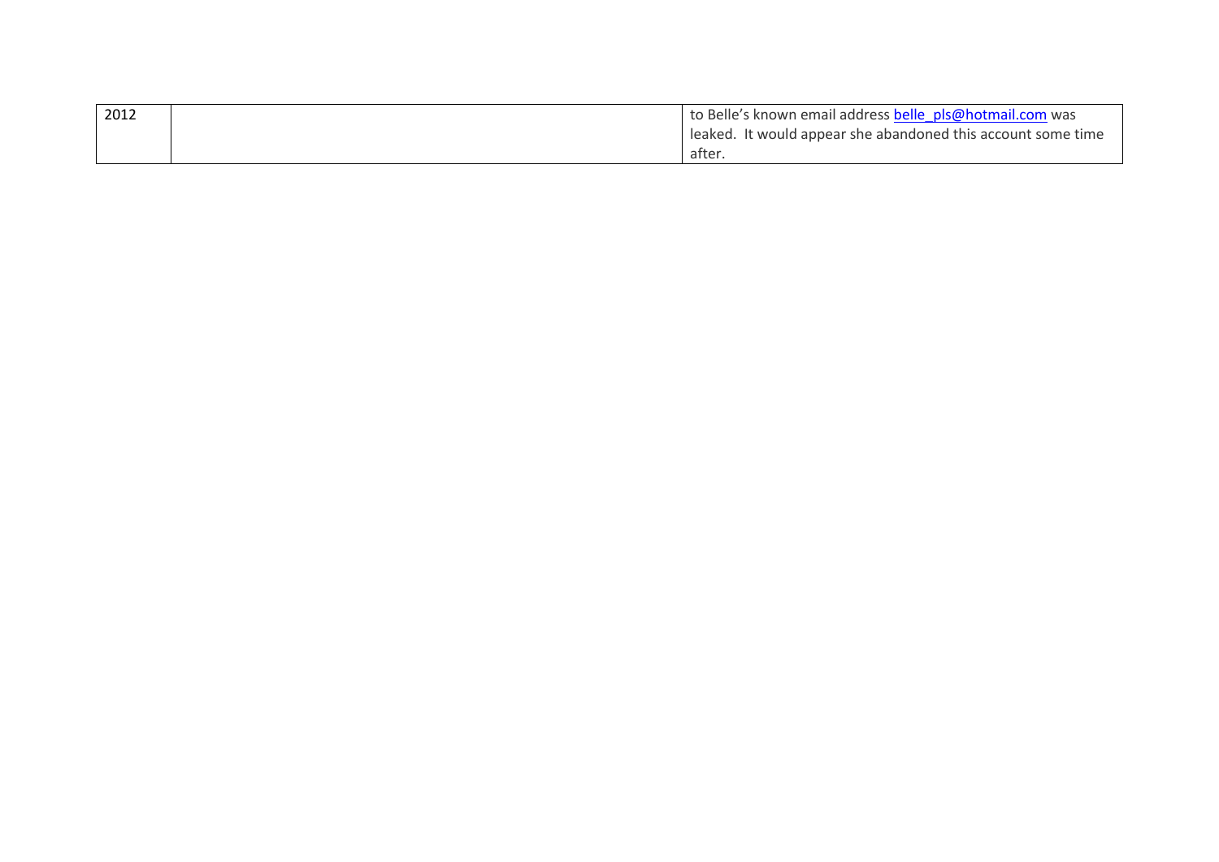| 2012 | | to Belle's known email address belle_pls@hotmail.com was leaked. It would appear she abandoned this account some time after. |
|---|---|---|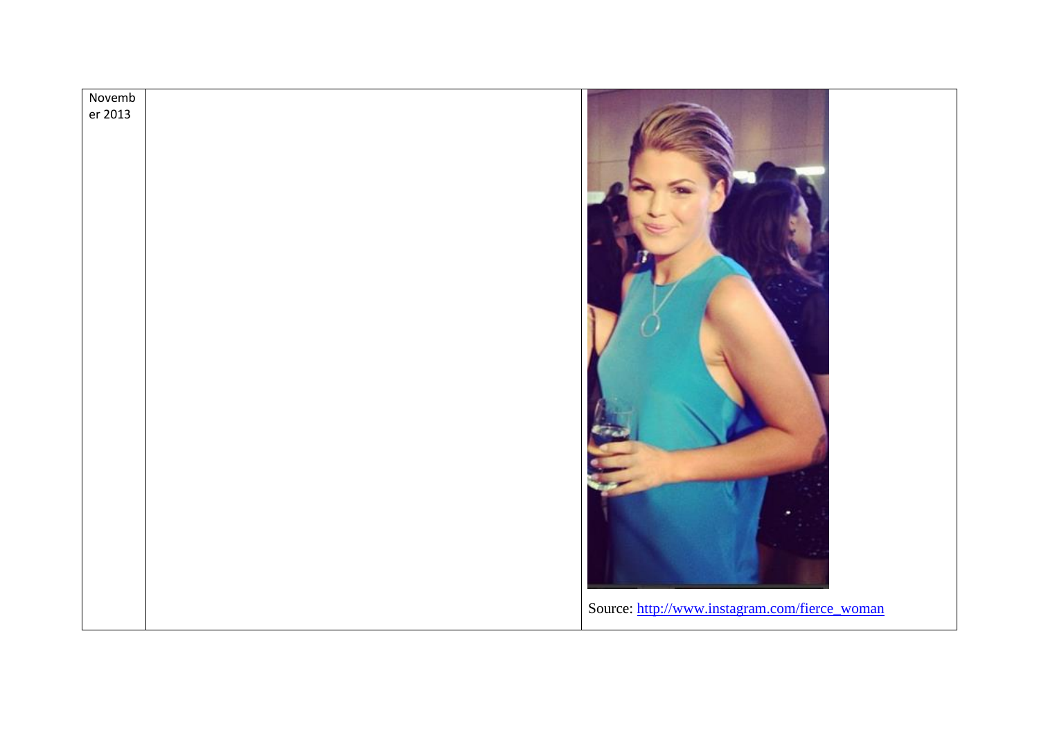| November 2013 | | Source: http://www.instagram.com/fierce_woman |
| --- | --- | --- |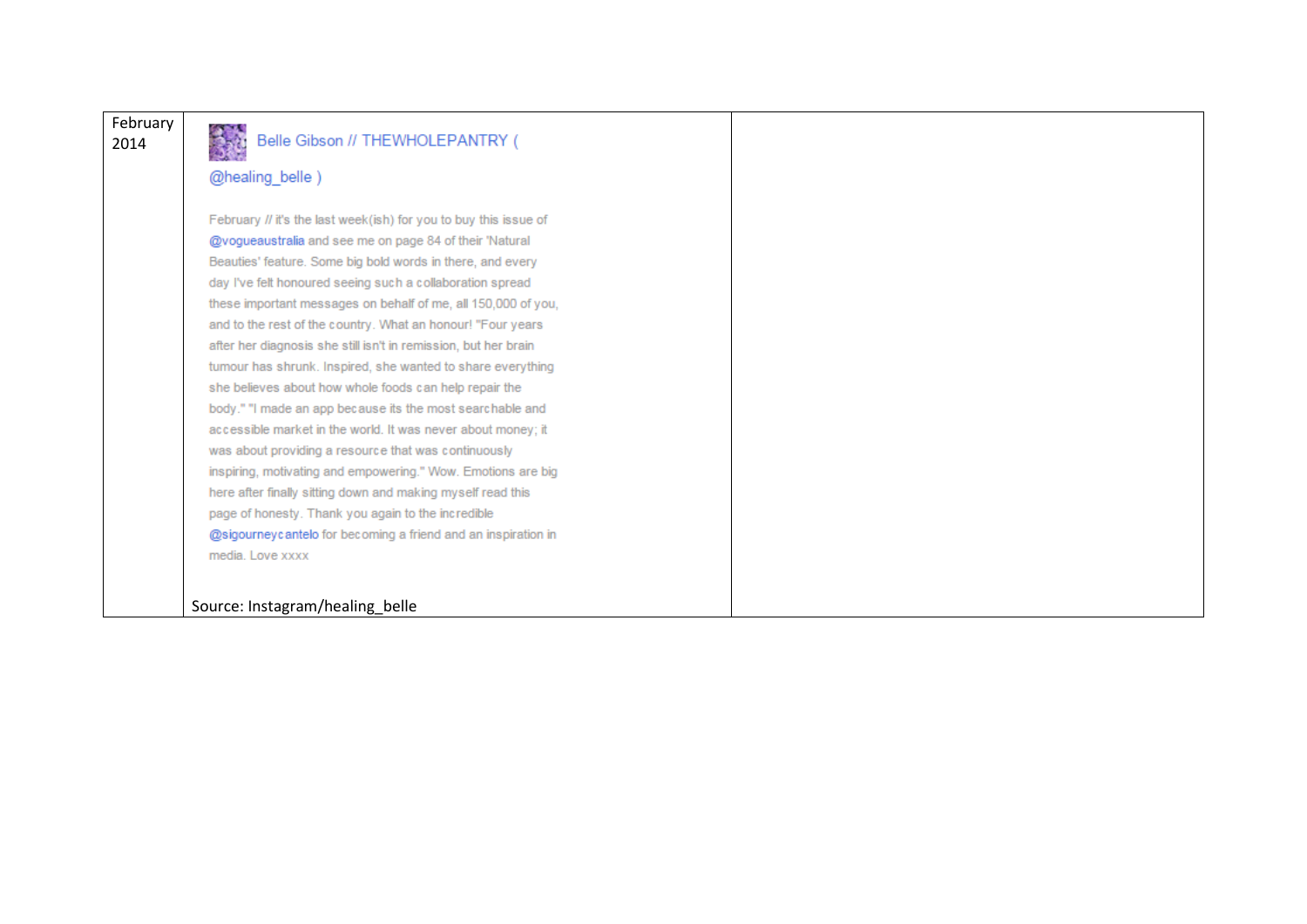| February 2014 | Belle Gibson // THEWHOLEPANTRY ( @healing_belle )<br><br>February // it's the last week(ish) for you to buy this issue of @vogueaustralia and see me on page 84 of their 'Natural Beauties' feature. Some big bold words in there, and every day I've felt honoured seeing such a collaboration spread these important messages on behalf of me, all 150,000 of you, and to the rest of the country. What an honour! "Four years after her diagnosis she still isn't in remission, but her brain tumour has shrunk. Inspired, she wanted to share everything she believes about how whole foods can help repair the body." "I made an app because its the most searchable and accessible market in the world. It was never about money; it was about providing a resource that was continuously inspiring, motivating and empowering." Wow. Emotions are big here after finally sitting down and making myself read this page of honesty. Thank you again to the incredible @sigourneycantelo for becoming a friend and an inspiration in media. Love xxxx<br><br>Source: Instagram/healing_belle | |
|---|---|---|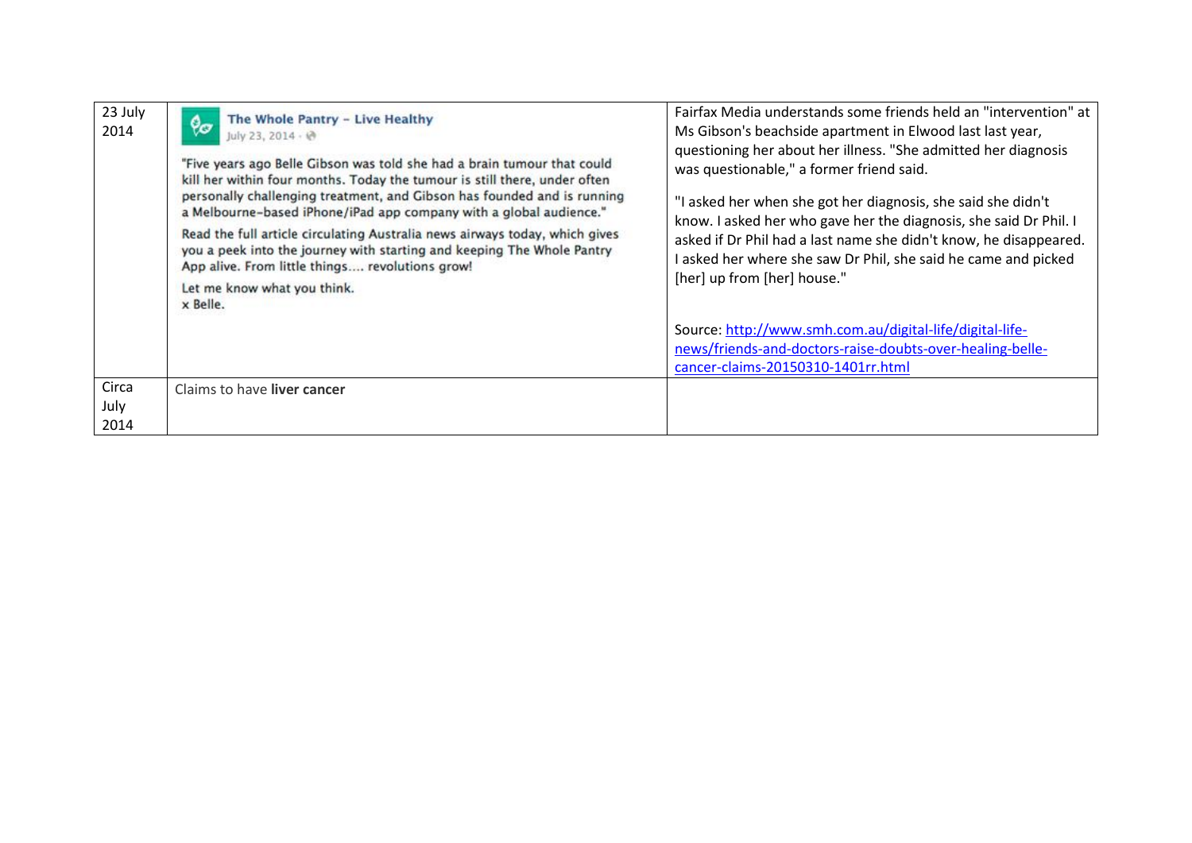| | | |
|---|---|---|
| 23 July 2014 | **The Whole Pantry – Live Healthy**<br>July 23, 2014 ·<br><br>"Five years ago Belle Gibson was told she had a brain tumour that could kill her within four months. Today the tumour is still there, under often personally challenging treatment, and Gibson has founded and is running a Melbourne-based iPhone/iPad app company with a global audience."<br><br>Read the full article circulating Australia news airways today, which gives you a peek into the journey with starting and keeping The Whole Pantry App alive. From little things.... revolutions grow!<br><br>Let me know what you think.<br>x Belle. | Fairfax Media understands some friends held an "intervention" at Ms Gibson's beachside apartment in Elwood last last year, questioning her about her illness. "She admitted her diagnosis was questionable," a former friend said.<br><br>"I asked her when she got her diagnosis, she said she didn't know. I asked her who gave her the diagnosis, she said Dr Phil. I asked if Dr Phil had a last name she didn't know, he disappeared. I asked her where she saw Dr Phil, she said he came and picked [her] up from [her] house."<br><br>Source: http://www.smh.com.au/digital-life/digital-life-news/friends-and-doctors-raise-doubts-over-healing-belle-cancer-claims-20150310-1401rr.html |
| Circa July 2014 | Claims to have **liver cancer** | |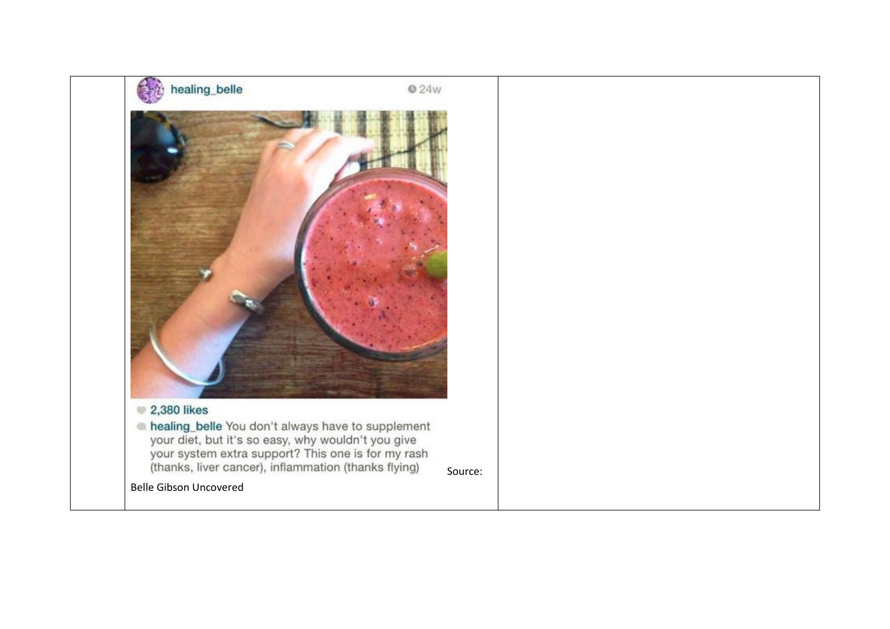| | | |
|---|---|---|
| | healing_belle 24w<br><br>2,380 likes<br><br>healing_belle You don't always have to supplement your diet, but it's so easy, why wouldn't you give your system extra support? This one is for my rash (thanks, liver cancer), inflammation (thanks flying) Source:<br><br>Belle Gibson Uncovered | |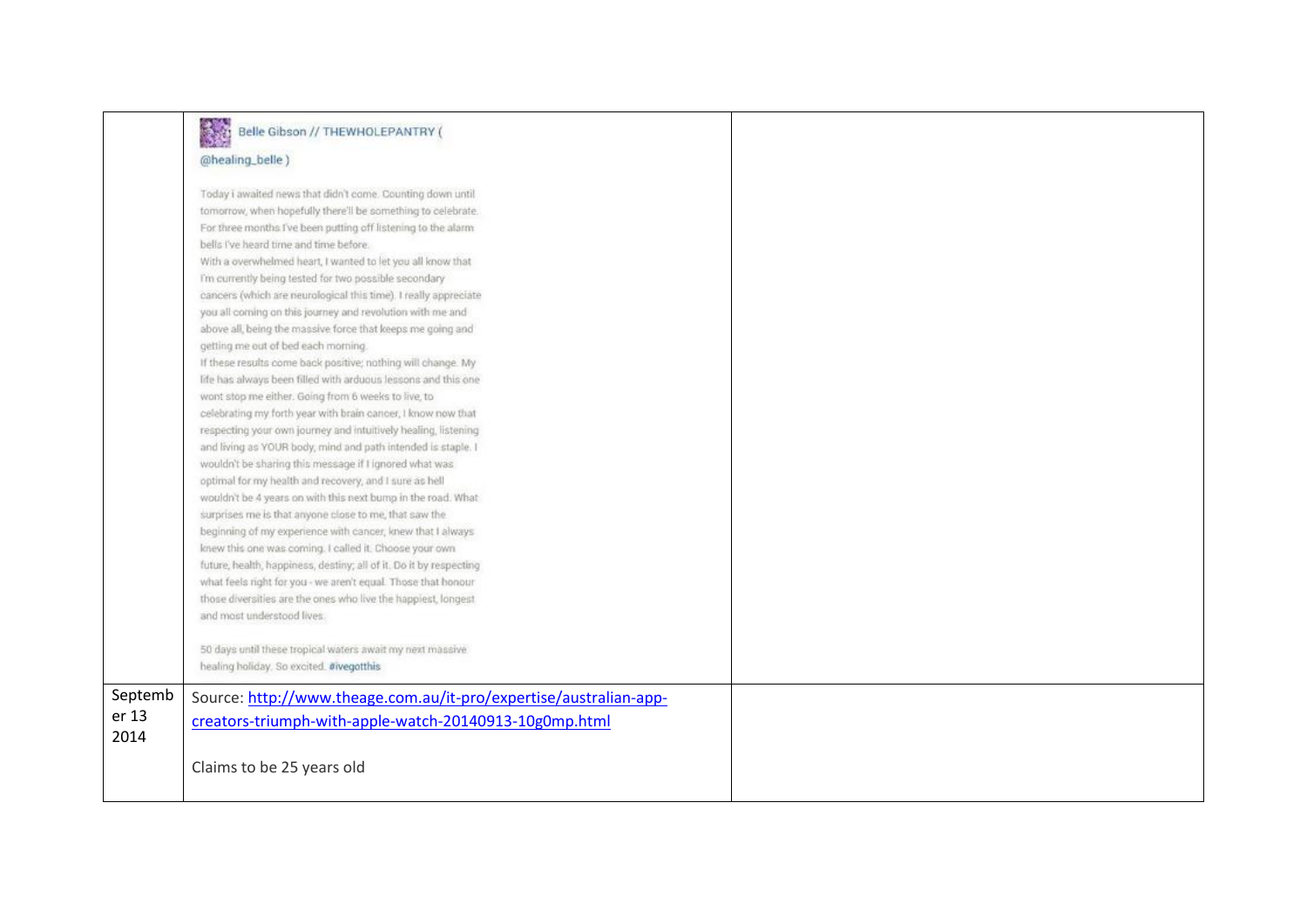| | | |
|---|---|---|
| | Belle Gibson // THEWHOLEPANTRY ( @healing_belle )<br><br>Today I awaited news that didn't come. Counting down until tomorrow, when hopefully there'll be something to celebrate. For three months I've been putting off listening to the alarm bells I've heard time and time before.<br>With a overwhelmed heart, I wanted to let you all know that I'm currently being tested for two possible secondary cancers (which are neurological this time). I really appreciate you all coming on this journey and revolution with me and above all, being the massive force that keeps me going and getting me out of bed each morning.<br>If these results come back positive; nothing will change. My life has always been filled with arduous lessons and this one wont stop me either. Going from 6 weeks to live, to celebrating my forth year with brain cancer, I know now that respecting your own journey and intuitively healing, listening and living as YOUR body, mind and path intended is staple. I wouldn't be sharing this message if I ignored what was optimal for my health and recovery, and I sure as hell wouldn't be 4 years on with this next bump in the road. What surprises me is that anyone close to me, that saw the beginning of my experience with cancer, knew that I always knew this one was coming. I called it. Choose your own future, health, happiness, destiny; all of it. Do it by respecting what feels right for you - we aren't equal. Those that honour those diversities are the ones who live the happiest, longest and most understood lives.<br><br>50 days until these tropical waters await my next massive healing holiday. So excited. #ivegotthis | |
| September 13 2014 | Source: [http://www.theage.com.au/it-pro/expertise/australian-app-creators-triumph-with-apple-watch-20140913-10g0mp.html](http://www.theage.com.au/it-pro/expertise/australian-app-creators-triumph-with-apple-watch-20140913-10g0mp.html)<br><br>Claims to be 25 years old | |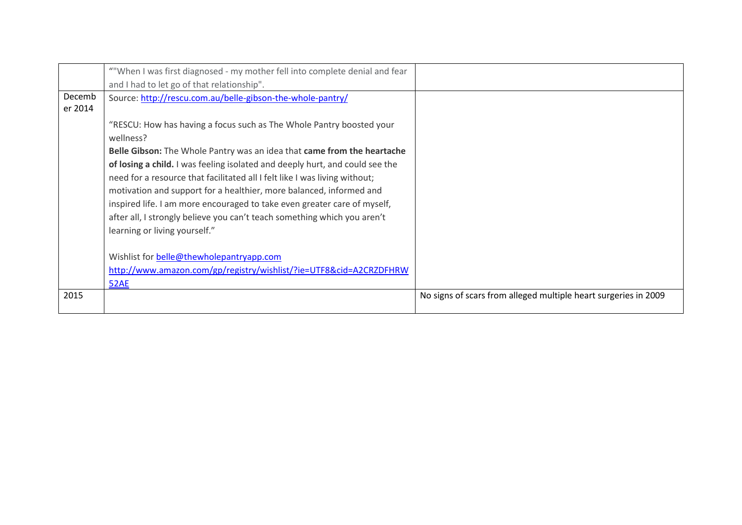| | | |
|---|---|---|
| | ""When I was first diagnosed - my mother fell into complete denial and fear and I had to let go of that relationship". | |
| December 2014 | Source: http://rescu.com.au/belle-gibson-the-whole-pantry/<br><br>"RESCU: How has having a focus such as The Whole Pantry boosted your wellness?<br>**Belle Gibson:** The Whole Pantry was an idea that **came from the heartache of losing a child.** I was feeling isolated and deeply hurt, and could see the need for a resource that facilitated all I felt like I was living without; motivation and support for a healthier, more balanced, informed and inspired life. I am more encouraged to take even greater care of myself, after all, I strongly believe you can't teach something which you aren't learning or living yourself."<br><br>Wishlist for belle@thewholepantryapp.com<br>http://www.amazon.com/gp/registry/wishlist/?ie=UTF8&cid=A2CRZDFHRW52AE | |
| 2015 | | No signs of scars from alleged multiple heart surgeries in 2009 |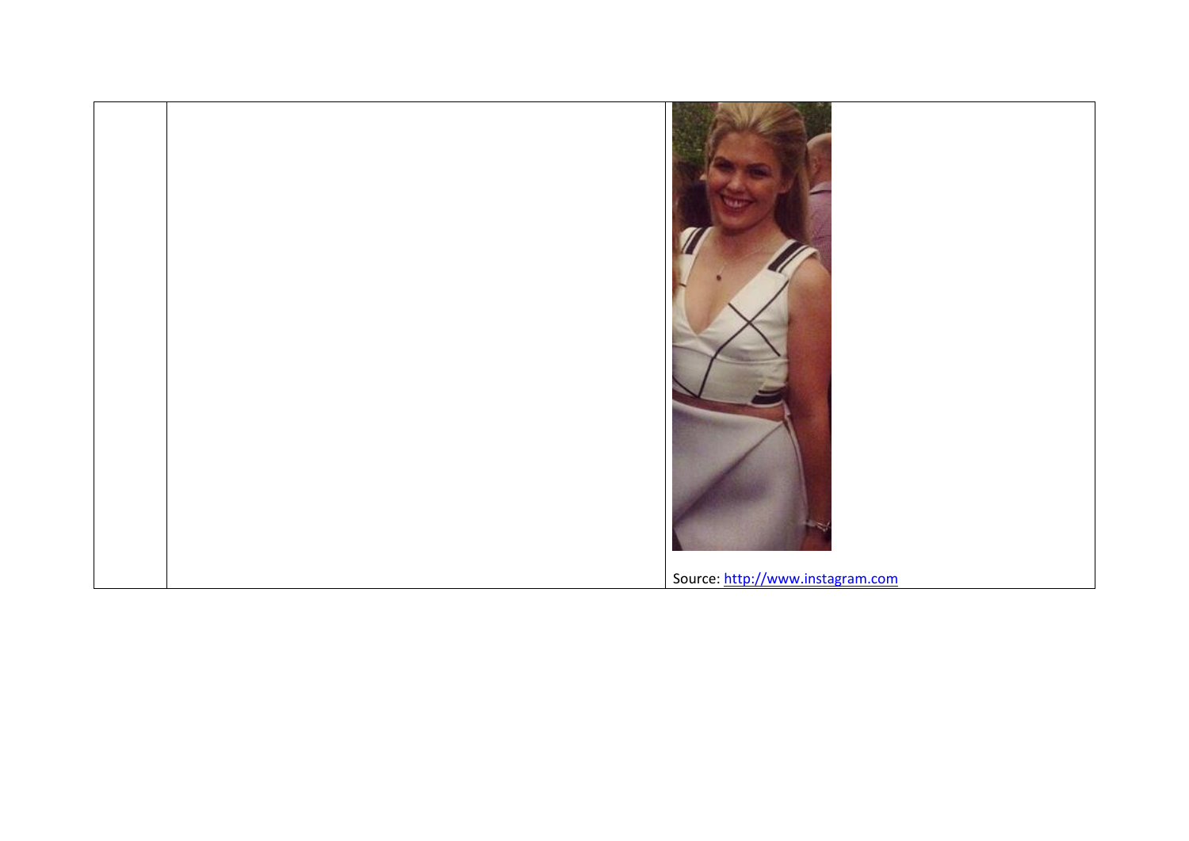| | | |
|---|---|---|
| | | Source: http://www.instagram.com |